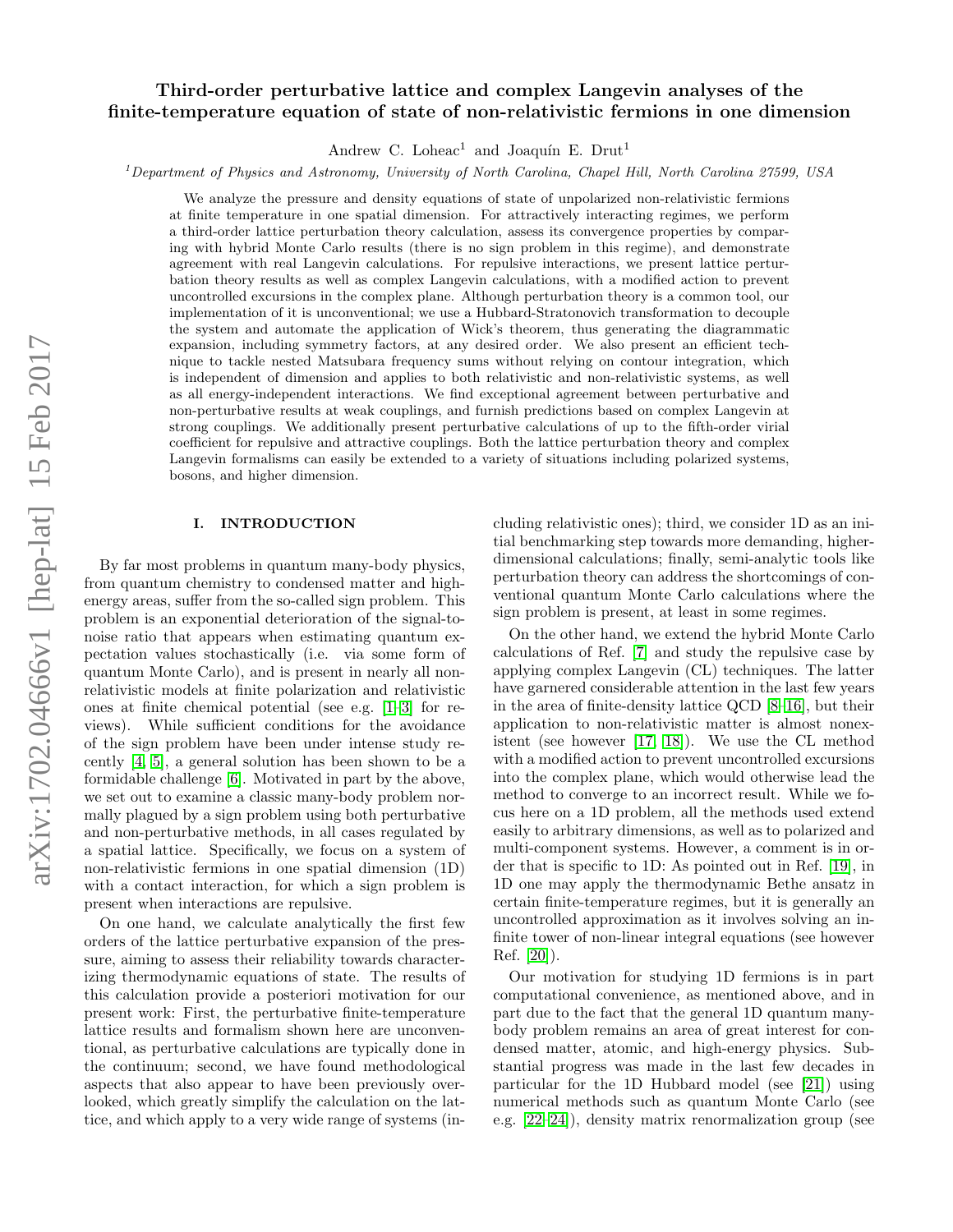# Third-order perturbative lattice and complex Langevin analyses of the finite-temperature equation of state of non-relativistic fermions in one dimension

Andrew C. Loheac[1] and Joaquín E. Drut[1]

[1]*Department of Physics and Astronomy, University of North Carolina, Chapel Hill, North Carolina 27599, USA*

We analyze the pressure and density equations of state of unpolarized non-relativistic fermions at finite temperature in one spatial dimension. For attractively interacting regimes, we perform a third-order lattice perturbation theory calculation, assess its convergence properties by comparing with hybrid Monte Carlo results (there is no sign problem in this regime), and demonstrate agreement with real Langevin calculations. For repulsive interactions, we present lattice perturbation theory results as well as complex Langevin calculations, with a modified action to prevent uncontrolled excursions in the complex plane. Although perturbation theory is a common tool, our implementation of it is unconventional; we use a Hubbard-Stratonovich transformation to decouple the system and automate the application of Wick's theorem, thus generating the diagrammatic expansion, including symmetry factors, at any desired order. We also present an efficient technique to tackle nested Matsubara frequency sums without relying on contour integration, which is independent of dimension and applies to both relativistic and non-relativistic systems, as well as all energy-independent interactions. We find exceptional agreement between perturbative and non-perturbative results at weak couplings, and furnish predictions based on complex Langevin at strong couplings. We additionally present perturbative calculations of up to the fifth-order virial coefficient for repulsive and attractive couplings. Both the lattice perturbation theory and complex Langevin formalisms can easily be extended to a variety of situations including polarized systems, bosons, and higher dimension.

## I. INTRODUCTION

By far most problems in quantum many-body physics, from quantum chemistry to condensed matter and high-energy areas, suffer from the so-called sign problem. This problem is an exponential deterioration of the signal-to-noise ratio that appears when estimating quantum expectation values stochastically (i.e. via some form of quantum Monte Carlo), and is present in nearly all non-relativistic models at finite polarization and relativistic ones at finite chemical potential (see e.g. [1–3] for reviews). While sufficient conditions for the avoidance of the sign problem have been under intense study recently [4, 5], a general solution has been shown to be a formidable challenge [6]. Motivated in part by the above, we set out to examine a classic many-body problem normally plagued by a sign problem using both perturbative and non-perturbative methods, in all cases regulated by a spatial lattice. Specifically, we focus on a system of non-relativistic fermions in one spatial dimension (1D) with a contact interaction, for which a sign problem is present when interactions are repulsive.

On one hand, we calculate analytically the first few orders of the lattice perturbative expansion of the pressure, aiming to assess their reliability towards characterizing thermodynamic equations of state. The results of this calculation provide a posteriori motivation for our present work: First, the perturbative finite-temperature lattice results and formalism shown here are unconventional, as perturbative calculations are typically done in the continuum; second, we have found methodological aspects that also appear to have been previously overlooked, which greatly simplify the calculation on the lattice, and which apply to a very wide range of systems (including relativistic ones); third, we consider 1D as an initial benchmarking step towards more demanding, higher-dimensional calculations; finally, semi-analytic tools like perturbation theory can address the shortcomings of conventional quantum Monte Carlo calculations where the sign problem is present, at least in some regimes.

On the other hand, we extend the hybrid Monte Carlo calculations of Ref. [7] and study the repulsive case by applying complex Langevin (CL) techniques. The latter have garnered considerable attention in the last few years in the area of finite-density lattice QCD [8–16], but their application to non-relativistic matter is almost nonexistent (see however [17, 18]). We use the CL method with a modified action to prevent uncontrolled excursions into the complex plane, which would otherwise lead the method to converge to an incorrect result. While we focus here on a 1D problem, all the methods used extend easily to arbitrary dimensions, as well as to polarized and multi-component systems. However, a comment is in order that is specific to 1D: As pointed out in Ref. [19], in 1D one may apply the thermodynamic Bethe ansatz in certain finite-temperature regimes, but it is generally an uncontrolled approximation as it involves solving an infinite tower of non-linear integral equations (see however Ref. [20]).

Our motivation for studying 1D fermions is in part computational convenience, as mentioned above, and in part due to the fact that the general 1D quantum many-body problem remains an area of great interest for condensed matter, atomic, and high-energy physics. Substantial progress was made in the last few decades in particular for the 1D Hubbard model (see [21]) using numerical methods such as quantum Monte Carlo (see e.g. [22–24]), density matrix renormalization group (see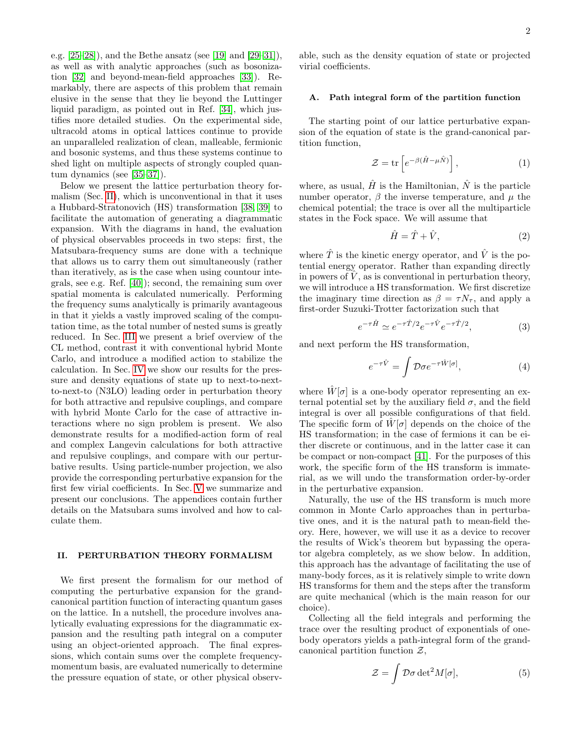e.g. [25–28]), and the Bethe ansatz (see [19] and [29–31]), as well as with analytic approaches (such as bosonization [32] and beyond-mean-field approaches [33]). Remarkably, there are aspects of this problem that remain elusive in the sense that they lie beyond the Luttinger liquid paradigm, as pointed out in Ref. [34], which justifies more detailed studies. On the experimental side, ultracold atoms in optical lattices continue to provide an unparalleled realization of clean, malleable, fermionic and bosonic systems, and thus these systems continue to shed light on multiple aspects of strongly coupled quantum dynamics (see [35–37]).

Below we present the lattice perturbation theory formalism (Sec. II), which is unconventional in that it uses a Hubbard-Stratonovich (HS) transformation [38, 39] to facilitate the automation of generating a diagrammatic expansion. With the diagrams in hand, the evaluation of physical observables proceeds in two steps: first, the Matsubara-frequency sums are done with a technique that allows us to carry them out simultaneously (rather than iteratively, as is the case when using countour integrals, see e.g. Ref. [40]); second, the remaining sum over spatial momenta is calculated numerically. Performing the frequency sums analytically is primarily avantageous in that it yields a vastly improved scaling of the computation time, as the total number of nested sums is greatly reduced. In Sec. III we present a brief overview of the CL method, contrast it with conventional hybrid Monte Carlo, and introduce a modified action to stabilize the calculation. In Sec. IV we show our results for the pressure and density equations of state up to next-to-next-to-next-to (N3LO) leading order in perturbation theory for both attractive and repulsive couplings, and compare with hybrid Monte Carlo for the case of attractive interactions where no sign problem is present. We also demonstrate results for a modified-action form of real and complex Langevin calculations for both attractive and repulsive couplings, and compare with our perturbative results. Using particle-number projection, we also provide the corresponding perturbative expansion for the first few virial coefficients. In Sec. V we summarize and present our conclusions. The appendices contain further details on the Matsubara sums involved and how to calculate them.

## II. PERTURBATION THEORY FORMALISM

We first present the formalism for our method of computing the perturbative expansion for the grand-canonical partition function of interacting quantum gases on the lattice. In a nutshell, the procedure involves analytically evaluating expressions for the diagrammatic expansion and the resulting path integral on a computer using an object-oriented approach. The final expressions, which contain sums over the complete frequency-momentum basis, are evaluated numerically to determine the pressure equation of state, or other physical observable, such as the density equation of state or projected virial coefficients.

### A. Path integral form of the partition function

The starting point of our lattice perturbative expansion of the equation of state is the grand-canonical partition function,

$$\mathcal{Z} = \mathrm{tr}\left[e^{-\beta(\hat{H}-\mu\hat{N})}\right], \tag{1}$$

where, as usual, $\hat{H}$ is the Hamiltonian, $\hat{N}$ is the particle number operator, $\beta$ the inverse temperature, and $\mu$ the chemical potential; the trace is over all the multiparticle states in the Fock space. We will assume that

$$\hat{H} = \hat{T} + \hat{V}, \tag{2}$$

where $\hat{T}$ is the kinetic energy operator, and $\hat{V}$ is the potential energy operator. Rather than expanding directly in powers of $\hat{V}$, as is conventional in perturbation theory, we will introduce a HS transformation. We first discretize the imaginary time direction as $\beta = \tau N_\tau$, and apply a first-order Suzuki-Trotter factorization such that

$$e^{-\tau\hat{H}} \simeq e^{-\tau\hat{T}/2}e^{-\tau\hat{V}}e^{-\tau\hat{T}/2}, \tag{3}$$

and next perform the HS transformation,

$$e^{-\tau\hat{V}} = \int \mathcal{D}\sigma e^{-\tau\hat{W}[\sigma]}, \tag{4}$$

where $\hat{W}[\sigma]$ is a one-body operator representing an external potential set by the auxiliary field $\sigma$, and the field integral is over all possible configurations of that field. The specific form of $\hat{W}[\sigma]$ depends on the choice of the HS transformation; in the case of fermions it can be either discrete or continuous, and in the latter case it can be compact or non-compact [41]. For the purposes of this work, the specific form of the HS transform is immaterial, as we will undo the transformation order-by-order in the perturbative expansion.

Naturally, the use of the HS transform is much more common in Monte Carlo approaches than in perturbative ones, and it is the natural path to mean-field theory. Here, however, we will use it as a device to recover the results of Wick's theorem but bypassing the operator algebra completely, as we show below. In addition, this approach has the advantage of facilitating the use of many-body forces, as it is relatively simple to write down HS transforms for them and the steps after the transform are quite mechanical (which is the main reason for our choice).

Collecting all the field integrals and performing the trace over the resulting product of exponentials of one-body operators yields a path-integral form of the grand-canonical partition function $\mathcal{Z}$,

$$\mathcal{Z} = \int \mathcal{D}\sigma \det{}^2 M[\sigma], \tag{5}$$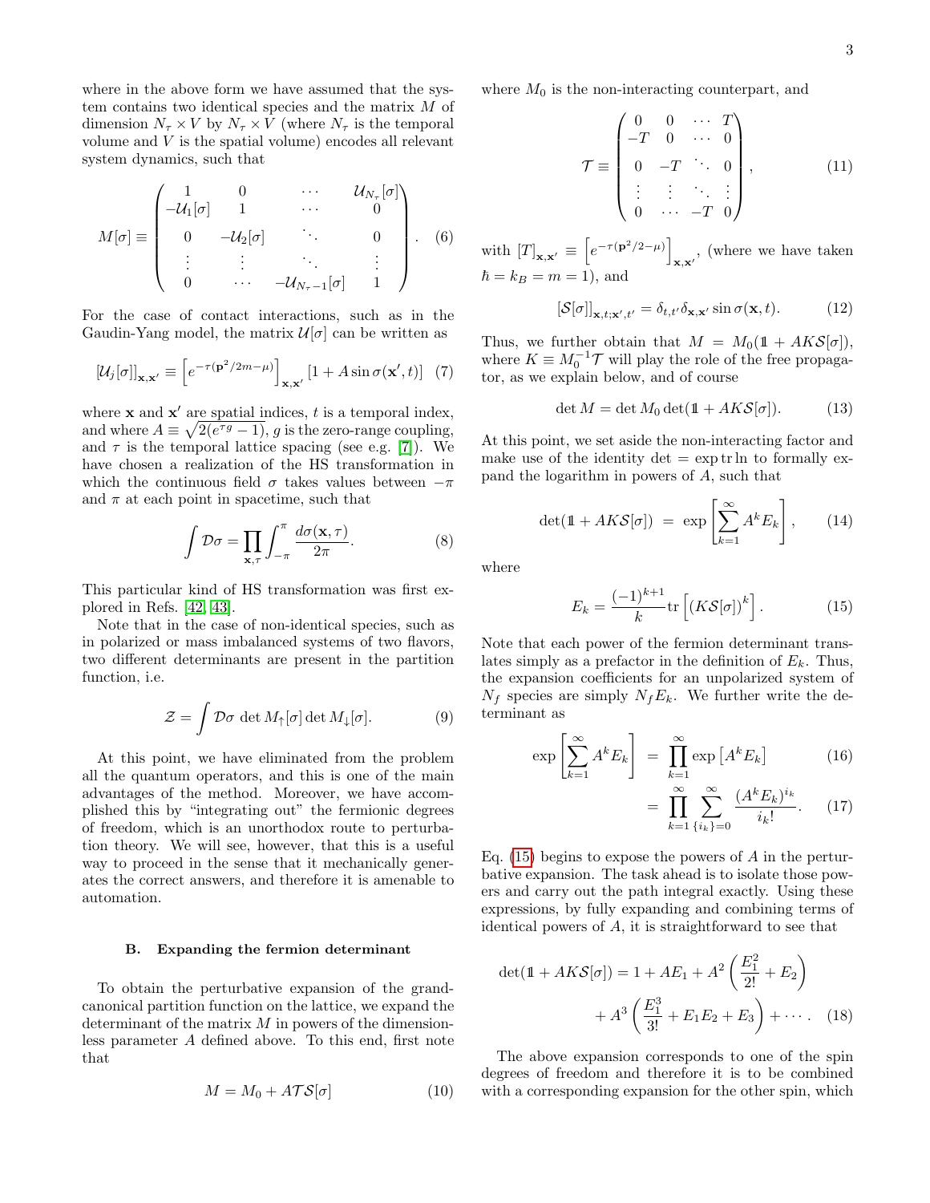where in the above form we have assumed that the system contains two identical species and the matrix $M$ of dimension $N_\tau \times V$ by $N_\tau \times V$ (where $N_\tau$ is the temporal volume and $V$ is the spatial volume) encodes all relevant system dynamics, such that

$$
M[\sigma] \equiv \begin{pmatrix} 1 & 0 & \cdots & \mathcal{U}_{N_\tau}[\sigma] \\ -\mathcal{U}_1[\sigma] & 1 & \cdots & 0 \\ 0 & -\mathcal{U}_2[\sigma] & \ddots & 0 \\ \vdots & \vdots & \ddots & \vdots \\ 0 & \cdots & -\mathcal{U}_{N_\tau - 1}[\sigma] & 1 \end{pmatrix}. \quad (6)
$$

For the case of contact interactions, such as in the Gaudin-Yang model, the matrix $\mathcal{U}[\sigma]$ can be written as

$$
[\mathcal{U}_j[\sigma]]_{\mathbf{x},\mathbf{x}'} \equiv \left[e^{-\tau(\mathbf{p}^2/2m-\mu)}\right]_{\mathbf{x},\mathbf{x}'} [1 + A \sin \sigma(\mathbf{x}', t)] \quad (7)
$$

where $\mathbf{x}$ and $\mathbf{x}'$ are spatial indices, $t$ is a temporal index, and where $A \equiv \sqrt{2(e^{\tau g} - 1)}$, $g$ is the zero-range coupling, and $\tau$ is the temporal lattice spacing (see e.g. [7]). We have chosen a realization of the HS transformation in which the continuous field $\sigma$ takes values between $-\pi$ and $\pi$ at each point in spacetime, such that

$$
\int \mathcal{D}\sigma = \prod_{\mathbf{x},\tau} \int_{-\pi}^{\pi} \frac{d\sigma(\mathbf{x}, \tau)}{2\pi}. \quad (8)
$$

This particular kind of HS transformation was first explored in Refs. [42, 43].

Note that in the case of non-identical species, such as in polarized or mass imbalanced systems of two flavors, two different determinants are present in the partition function, i.e.

$$
\mathcal{Z} = \int \mathcal{D}\sigma \, \det M_\uparrow[\sigma] \det M_\downarrow[\sigma]. \quad (9)
$$

At this point, we have eliminated from the problem all the quantum operators, and this is one of the main advantages of the method. Moreover, we have accomplished this by "integrating out" the fermionic degrees of freedom, which is an unorthodox route to perturbation theory. We will see, however, that this is a useful way to proceed in the sense that it mechanically generates the correct answers, and therefore it is amenable to automation.

### B. Expanding the fermion determinant

To obtain the perturbative expansion of the grand-canonical partition function on the lattice, we expand the determinant of the matrix $M$ in powers of the dimensionless parameter $A$ defined above. To this end, first note that

$$
M = M_0 + A\mathcal{T}\mathcal{S}[\sigma] \quad (10)
$$

where $M_0$ is the non-interacting counterpart, and

$$
\mathcal{T} \equiv \begin{pmatrix} 0 & 0 & \cdots & T \\ -T & 0 & \cdots & 0 \\ 0 & -T & \ddots & 0 \\ \vdots & \vdots & \ddots & \vdots \\ 0 & \cdots & -T & 0 \end{pmatrix}, \quad (11)
$$

with $[T]_{\mathbf{x},\mathbf{x}'} \equiv \left[e^{-\tau(\mathbf{p}^2/2-\mu)}\right]_{\mathbf{x},\mathbf{x}'}$, (where we have taken $\hbar = k_B = m = 1$), and

$$
[\mathcal{S}[\sigma]]_{\mathbf{x},t;\mathbf{x}',t'} = \delta_{t,t'}\delta_{\mathbf{x},\mathbf{x}'} \sin \sigma(\mathbf{x}, t). \quad (12)
$$

Thus, we further obtain that $M = M_0(\mathbb{1} + AK\mathcal{S}[\sigma])$, where $K \equiv M_0^{-1}\mathcal{T}$ will play the role of the free propagator, as we explain below, and of course

$$
\det M = \det M_0 \det(\mathbb{1} + AK\mathcal{S}[\sigma]). \quad (13)
$$

At this point, we set aside the non-interacting factor and make use of the identity $\det = \exp \operatorname{tr} \ln$ to formally expand the logarithm in powers of $A$, such that

$$
\det(\mathbb{1} + AK\mathcal{S}[\sigma]) = \exp\left[\sum_{k=1}^{\infty} A^k E_k\right], \quad (14)
$$

where

$$
E_k = \frac{(-1)^{k+1}}{k} \operatorname{tr}\left[(K\mathcal{S}[\sigma])^k\right]. \quad (15)
$$

Note that each power of the fermion determinant translates simply as a prefactor in the definition of $E_k$. Thus, the expansion coefficients for an unpolarized system of $N_f$ species are simply $N_f E_k$. We further write the determinant as

$$
\exp\left[\sum_{k=1}^{\infty} A^k E_k\right] = \prod_{k=1}^{\infty} \exp\left[A^k E_k\right] \quad (16)
$$

$$
= \prod_{k=1}^{\infty} \sum_{\{i_k\}=0}^{\infty} \frac{(A^k E_k)^{i_k}}{i_k!}. \quad (17)
$$

Eq. (15) begins to expose the powers of $A$ in the perturbative expansion. The task ahead is to isolate those powers and carry out the path integral exactly. Using these expressions, by fully expanding and combining terms of identical powers of $A$, it is straightforward to see that

$$
\det(\mathbb{1} + AK\mathcal{S}[\sigma]) = 1 + AE_1 + A^2\left(\frac{E_1^2}{2!} + E_2\right) + A^3\left(\frac{E_1^3}{3!} + E_1 E_2 + E_3\right) + \cdots. \quad (18)
$$

The above expansion corresponds to one of the spin degrees of freedom and therefore it is to be combined with a corresponding expansion for the other spin, which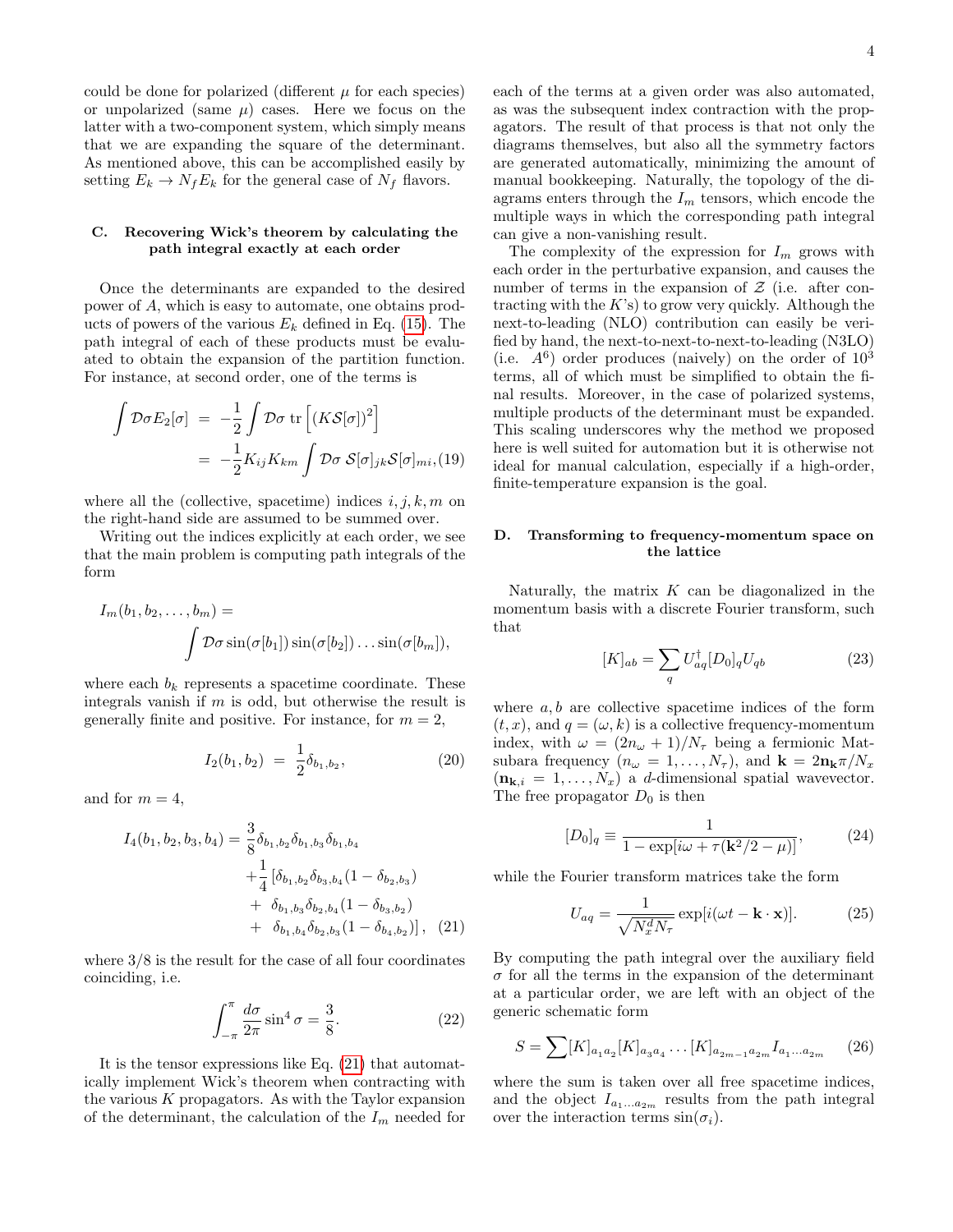could be done for polarized (different $\mu$ for each species) or unpolarized (same $\mu$) cases. Here we focus on the latter with a two-component system, which simply means that we are expanding the square of the determinant. As mentioned above, this can be accomplished easily by setting $E_k \to N_f E_k$ for the general case of $N_f$ flavors.

### C. Recovering Wick's theorem by calculating the path integral exactly at each order

Once the determinants are expanded to the desired power of $A$, which is easy to automate, one obtains products of powers of the various $E_k$ defined in Eq. (15). The path integral of each of these products must be evaluated to obtain the expansion of the partition function. For instance, at second order, one of the terms is

$$\begin{aligned}\int \mathcal{D}\sigma E_2[\sigma] &= -\frac{1}{2}\int \mathcal{D}\sigma \, \mathrm{tr}\left[(K\mathcal{S}[\sigma])^2\right] \\ &= -\frac{1}{2}K_{ij}K_{km}\int \mathcal{D}\sigma \; \mathcal{S}[\sigma]_{jk}\mathcal{S}[\sigma]_{mi}, \quad (19)\end{aligned}$$

where all the (collective, spacetime) indices $i, j, k, m$ on the right-hand side are assumed to be summed over.

Writing out the indices explicitly at each order, we see that the main problem is computing path integrals of the form

$$I_m(b_1, b_2, \ldots, b_m) = \int \mathcal{D}\sigma \sin(\sigma[b_1])\sin(\sigma[b_2])\ldots\sin(\sigma[b_m]),$$

where each $b_k$ represents a spacetime coordinate. These integrals vanish if $m$ is odd, but otherwise the result is generally finite and positive. For instance, for $m = 2$,

$$I_2(b_1, b_2) = \frac{1}{2}\delta_{b_1,b_2}, \quad (20)$$

and for $m = 4$,

$$\begin{aligned}I_4(b_1,b_2,b_3,b_4) = &\frac{3}{8}\delta_{b_1,b_2}\delta_{b_1,b_3}\delta_{b_1,b_4} \\ &+\frac{1}{4}\left[\delta_{b_1,b_2}\delta_{b_3,b_4}(1-\delta_{b_2,b_3})\right. \\ &+\ \delta_{b_1,b_3}\delta_{b_2,b_4}(1-\delta_{b_3,b_2}) \\ &+\ \left.\delta_{b_1,b_4}\delta_{b_2,b_3}(1-\delta_{b_4,b_2})\right], \quad (21)\end{aligned}$$

where $3/8$ is the result for the case of all four coordinates coinciding, i.e.

$$\int_{-\pi}^{\pi}\frac{d\sigma}{2\pi}\sin^4\sigma = \frac{3}{8}. \quad (22)$$

It is the tensor expressions like Eq. (21) that automatically implement Wick's theorem when contracting with the various $K$ propagators. As with the Taylor expansion of the determinant, the calculation of the $I_m$ needed for each of the terms at a given order was also automated, as was the subsequent index contraction with the propagators. The result of that process is that not only the diagrams themselves, but also all the symmetry factors are generated automatically, minimizing the amount of manual bookkeeping. Naturally, the topology of the diagrams enters through the $I_m$ tensors, which encode the multiple ways in which the corresponding path integral can give a non-vanishing result.

The complexity of the expression for $I_m$ grows with each order in the perturbative expansion, and causes the number of terms in the expansion of $\mathcal{Z}$ (i.e. after contracting with the $K$'s) to grow very quickly. Although the next-to-leading (NLO) contribution can easily be verified by hand, the next-to-next-to-next-to-leading (N3LO) (i.e. $A^6$) order produces (naively) on the order of $10^3$ terms, all of which must be simplified to obtain the final results. Moreover, in the case of polarized systems, multiple products of the determinant must be expanded. This scaling underscores why the method we proposed here is well suited for automation but it is otherwise not ideal for manual calculation, especially if a high-order, finite-temperature expansion is the goal.

### D. Transforming to frequency-momentum space on the lattice

Naturally, the matrix $K$ can be diagonalized in the momentum basis with a discrete Fourier transform, such that

$$[K]_{ab} = \sum_q U^{\dagger}_{aq}[D_0]_q U_{qb} \quad (23)$$

where $a, b$ are collective spacetime indices of the form $(t, x)$, and $q = (\omega, k)$ is a collective frequency-momentum index, with $\omega = (2n_\omega + 1)/N_\tau$ being a fermionic Matsubara frequency ($n_\omega = 1, \ldots, N_\tau$), and $\mathbf{k} = 2\mathbf{n_k}\pi/N_x$ ($\mathbf{n}_{\mathbf{k},i} = 1, \ldots, N_x$) a $d$-dimensional spatial wavevector. The free propagator $D_0$ is then

$$[D_0]_q \equiv \frac{1}{1 - \exp[i\omega + \tau(\mathbf{k}^2/2 - \mu)]}, \quad (24)$$

while the Fourier transform matrices take the form

$$U_{aq} = \frac{1}{\sqrt{N_x^d N_\tau}}\exp[i(\omega t - \mathbf{k}\cdot\mathbf{x})]. \quad (25)$$

By computing the path integral over the auxiliary field $\sigma$ for all the terms in the expansion of the determinant at a particular order, we are left with an object of the generic schematic form

$$S = \sum [K]_{a_1a_2}[K]_{a_3a_4}\ldots[K]_{a_{2m-1}a_{2m}}I_{a_1\ldots a_{2m}} \quad (26)$$

where the sum is taken over all free spacetime indices, and the object $I_{a_1\ldots a_{2m}}$ results from the path integral over the interaction terms $\sin(\sigma_i)$.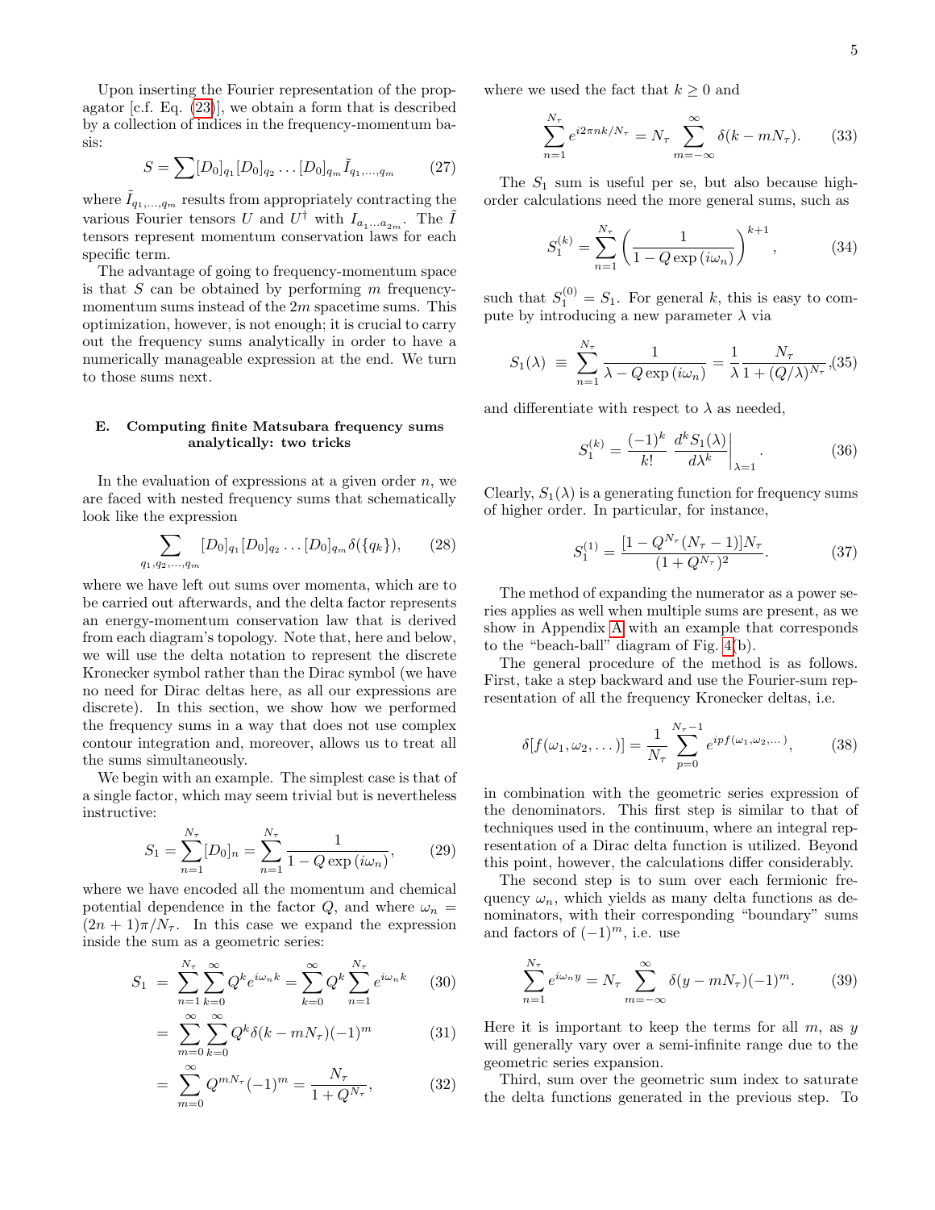Upon inserting the Fourier representation of the propagator [c.f. Eq. (23)], we obtain a form that is described by a collection of indices in the frequency-momentum basis:

$$S = \sum [D_0]_{q_1} [D_0]_{q_2} \dots [D_0]_{q_m} \tilde{I}_{q_1,\dots,q_m} \tag{27}$$

where $\tilde{I}_{q_1,\dots,q_m}$ results from appropriately contracting the various Fourier tensors $U$ and $U^\dagger$ with $I_{a_1 \dots a_{2m}}$. The $\tilde{I}$ tensors represent momentum conservation laws for each specific term.

The advantage of going to frequency-momentum space is that $S$ can be obtained by performing $m$ frequency-momentum sums instead of the $2m$ spacetime sums. This optimization, however, is not enough; it is crucial to carry out the frequency sums analytically in order to have a numerically manageable expression at the end. We turn to those sums next.

### E. Computing finite Matsubara frequency sums analytically: two tricks

In the evaluation of expressions at a given order $n$, we are faced with nested frequency sums that schematically look like the expression

$$\sum_{q_1,q_2,\dots,q_m} [D_0]_{q_1} [D_0]_{q_2} \dots [D_0]_{q_m} \delta(\{q_k\}), \tag{28}$$

where we have left out sums over momenta, which are to be carried out afterwards, and the delta factor represents an energy-momentum conservation law that is derived from each diagram's topology. Note that, here and below, we will use the delta notation to represent the discrete Kronecker symbol rather than the Dirac symbol (we have no need for Dirac deltas here, as all our expressions are discrete). In this section, we show how we performed the frequency sums in a way that does not use complex contour integration and, moreover, allows us to treat all the sums simultaneously.

We begin with an example. The simplest case is that of a single factor, which may seem trivial but is nevertheless instructive:

$$S_1 = \sum_{n=1}^{N_\tau} [D_0]_n = \sum_{n=1}^{N_\tau} \frac{1}{1 - Q \exp{(i\omega_n)}}, \tag{29}$$

where we have encoded all the momentum and chemical potential dependence in the factor $Q$, and where $\omega_n = (2n+1)\pi/N_\tau$. In this case we expand the expression inside the sum as a geometric series:

$$\begin{aligned} S_1 &= \sum_{n=1}^{N_\tau} \sum_{k=0}^{\infty} Q^k e^{i\omega_n k} = \sum_{k=0}^{\infty} Q^k \sum_{n=1}^{N_\tau} e^{i\omega_n k} && (30) \\ &= \sum_{m=0}^{\infty} \sum_{k=0}^{\infty} Q^k \delta(k - mN_\tau)(-1)^m && (31) \\ &= \sum_{m=0}^{\infty} Q^{mN_\tau} (-1)^m = \frac{N_\tau}{1 + Q^{N_\tau}}, && (32) \end{aligned}$$

where we used the fact that $k \geq 0$ and

$$\sum_{n=1}^{N_\tau} e^{i2\pi nk/N_\tau} = N_\tau \sum_{m=-\infty}^{\infty} \delta(k - mN_\tau). \tag{33}$$

The $S_1$ sum is useful per se, but also because high-order calculations need the more general sums, such as

$$S_1^{(k)} = \sum_{n=1}^{N_\tau} \left( \frac{1}{1 - Q \exp{(i\omega_n)}} \right)^{k+1}, \tag{34}$$

such that $S_1^{(0)} = S_1$. For general $k$, this is easy to compute by introducing a new parameter $\lambda$ via

$$S_1(\lambda) \equiv \sum_{n=1}^{N_\tau} \frac{1}{\lambda - Q \exp{(i\omega_n)}} = \frac{1}{\lambda} \frac{N_\tau}{1 + (Q/\lambda)^{N_\tau}}, \tag{35}$$

and differentiate with respect to $\lambda$ as needed,

$$S_1^{(k)} = \frac{(-1)^k}{k!} \left. \frac{d^k S_1(\lambda)}{d\lambda^k} \right|_{\lambda=1}. \tag{36}$$

Clearly, $S_1(\lambda)$ is a generating function for frequency sums of higher order. In particular, for instance,

$$S_1^{(1)} = \frac{[1 - Q^{N_\tau}(N_\tau - 1)]N_\tau}{(1 + Q^{N_\tau})^2}. \tag{37}$$

The method of expanding the numerator as a power series applies as well when multiple sums are present, as we show in Appendix A with an example that corresponds to the "beach-ball" diagram of Fig. 4(b).

The general procedure of the method is as follows. First, take a step backward and use the Fourier-sum representation of all the frequency Kronecker deltas, i.e.

$$\delta[f(\omega_1, \omega_2, \dots)] = \frac{1}{N_\tau} \sum_{p=0}^{N_\tau - 1} e^{ipf(\omega_1, \omega_2, \dots)}, \tag{38}$$

in combination with the geometric series expression of the denominators. This first step is similar to that of techniques used in the continuum, where an integral representation of a Dirac delta function is utilized. Beyond this point, however, the calculations differ considerably.

The second step is to sum over each fermionic frequency $\omega_n$, which yields as many delta functions as denominators, with their corresponding "boundary" sums and factors of $(-1)^m$, i.e. use

$$\sum_{n=1}^{N_\tau} e^{i\omega_n y} = N_\tau \sum_{m=-\infty}^{\infty} \delta(y - mN_\tau)(-1)^m. \tag{39}$$

Here it is important to keep the terms for all $m$, as $y$ will generally vary over a semi-infinite range due to the geometric series expansion.

Third, sum over the geometric sum index to saturate the delta functions generated in the previous step. To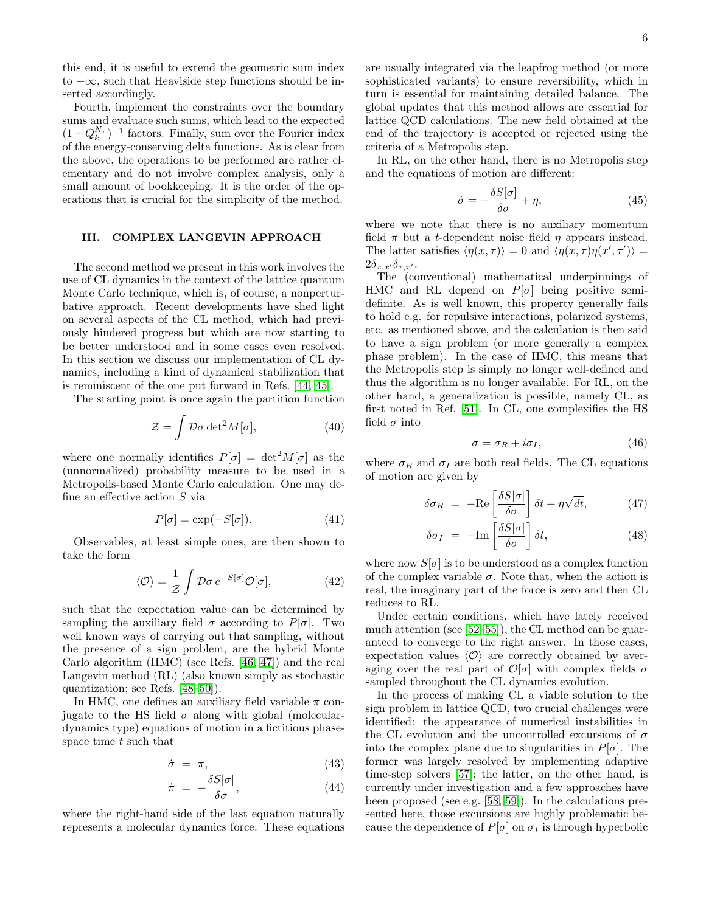this end, it is useful to extend the geometric sum index to $-\infty$, such that Heaviside step functions should be inserted accordingly.

Fourth, implement the constraints over the boundary sums and evaluate such sums, which lead to the expected $(1+Q_k^{N_\tau})^{-1}$ factors. Finally, sum over the Fourier index of the energy-conserving delta functions. As is clear from the above, the operations to be performed are rather elementary and do not involve complex analysis, only a small amount of bookkeeping. It is the order of the operations that is crucial for the simplicity of the method.

## III. COMPLEX LANGEVIN APPROACH

The second method we present in this work involves the use of CL dynamics in the context of the lattice quantum Monte Carlo technique, which is, of course, a nonperturbative approach. Recent developments have shed light on several aspects of the CL method, which had previously hindered progress but which are now starting to be better understood and in some cases even resolved. In this section we discuss our implementation of CL dynamics, including a kind of dynamical stabilization that is reminiscent of the one put forward in Refs. [44, 45].

The starting point is once again the partition function

$$\mathcal{Z} = \int \mathcal{D}\sigma \det{}^2 M[\sigma], \tag{40}$$

where one normally identifies $P[\sigma] = \det^2 M[\sigma]$ as the (unnormalized) probability measure to be used in a Metropolis-based Monte Carlo calculation. One may define an effective action $S$ via

$$P[\sigma] = \exp(-S[\sigma]). \tag{41}$$

Observables, at least simple ones, are then shown to take the form

$$\langle \mathcal{O} \rangle = \frac{1}{\mathcal{Z}} \int \mathcal{D}\sigma \, e^{-S[\sigma]} \mathcal{O}[\sigma], \tag{42}$$

such that the expectation value can be determined by sampling the auxiliary field $\sigma$ according to $P[\sigma]$. Two well known ways of carrying out that sampling, without the presence of a sign problem, are the hybrid Monte Carlo algorithm (HMC) (see Refs. [46, 47]) and the real Langevin method (RL) (also known simply as stochastic quantization; see Refs. [48–50]).

In HMC, one defines an auxiliary field variable $\pi$ conjugate to the HS field $\sigma$ along with global (molecular-dynamics type) equations of motion in a fictitious phase-space time $t$ such that

$$\dot{\sigma} = \pi, \tag{43}$$

$$\dot{\pi} = -\frac{\delta S[\sigma]}{\delta \sigma}, \tag{44}$$

where the right-hand side of the last equation naturally represents a molecular dynamics force. These equations are usually integrated via the leapfrog method (or more sophisticated variants) to ensure reversibility, which in turn is essential for maintaining detailed balance. The global updates that this method allows are essential for lattice QCD calculations. The new field obtained at the end of the trajectory is accepted or rejected using the criteria of a Metropolis step.

In RL, on the other hand, there is no Metropolis step and the equations of motion are different:

$$\dot{\sigma} = -\frac{\delta S[\sigma]}{\delta \sigma} + \eta, \tag{45}$$

where we note that there is no auxiliary momentum field $\pi$ but a $t$-dependent noise field $\eta$ appears instead. The latter satisfies $\langle \eta(x,\tau) \rangle = 0$ and $\langle \eta(x,\tau)\eta(x',\tau') \rangle = 2\delta_{x,x'}\delta_{\tau,\tau'}$.

The (conventional) mathematical underpinnings of HMC and RL depend on $P[\sigma]$ being positive semidefinite. As is well known, this property generally fails to hold e.g. for repulsive interactions, polarized systems, etc. as mentioned above, and the calculation is then said to have a sign problem (or more generally a complex phase problem). In the case of HMC, this means that the Metropolis step is simply no longer well-defined and thus the algorithm is no longer available. For RL, on the other hand, a generalization is possible, namely CL, as first noted in Ref. [51]. In CL, one complexifies the HS field $\sigma$ into

$$\sigma = \sigma_R + i\sigma_I, \tag{46}$$

where $\sigma_R$ and $\sigma_I$ are both real fields. The CL equations of motion are given by

$$\delta\sigma_R = -\mathrm{Re}\left[\frac{\delta S[\sigma]}{\delta\sigma}\right]\delta t + \eta\sqrt{dt}, \tag{47}$$

$$\delta\sigma_I = -\mathrm{Im}\left[\frac{\delta S[\sigma]}{\delta\sigma}\right]\delta t, \tag{48}$$

where now $S[\sigma]$ is to be understood as a complex function of the complex variable $\sigma$. Note that, when the action is real, the imaginary part of the force is zero and then CL reduces to RL.

Under certain conditions, which have lately received much attention (see [52–55]), the CL method can be guaranteed to converge to the right answer. In those cases, expectation values $\langle \mathcal{O} \rangle$ are correctly obtained by averaging over the real part of $\mathcal{O}[\sigma]$ with complex fields $\sigma$ sampled throughout the CL dynamics evolution.

In the process of making CL a viable solution to the sign problem in lattice QCD, two crucial challenges were identified: the appearance of numerical instabilities in the CL evolution and the uncontrolled excursions of $\sigma$ into the complex plane due to singularities in $P[\sigma]$. The former was largely resolved by implementing adaptive time-step solvers [57]; the latter, on the other hand, is currently under investigation and a few approaches have been proposed (see e.g. [58, 59]). In the calculations presented here, those excursions are highly problematic because the dependence of $P[\sigma]$ on $\sigma_I$ is through hyperbolic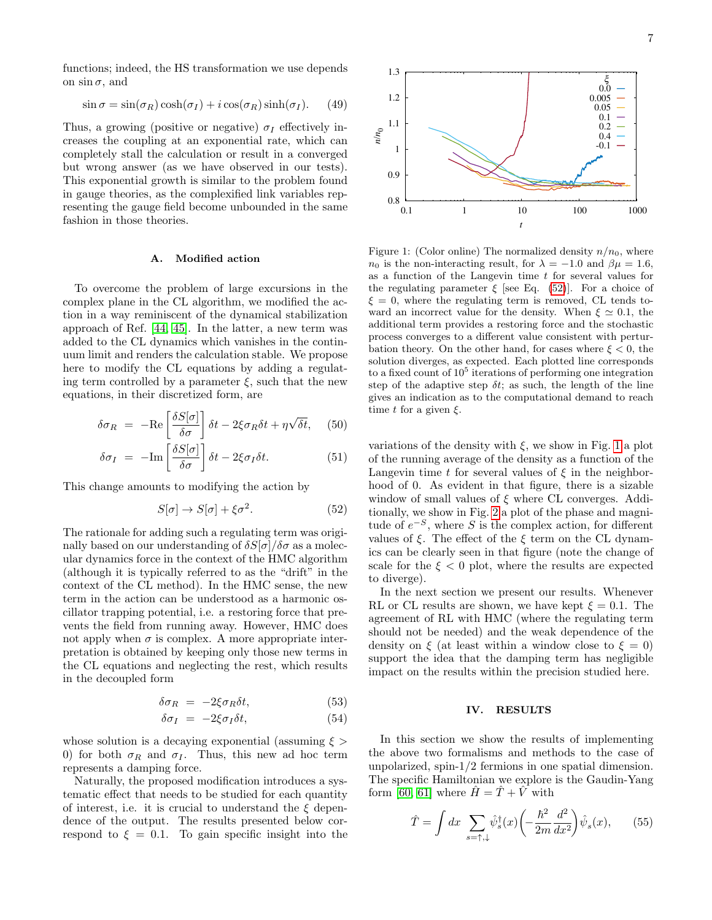functions; indeed, the HS transformation we use depends on $\sin\sigma$, and

$$\sin\sigma = \sin(\sigma_R)\cosh(\sigma_I) + i\cos(\sigma_R)\sinh(\sigma_I). \tag{49}$$

Thus, a growing (positive or negative) $\sigma_I$ effectively increases the coupling at an exponential rate, which can completely stall the calculation or result in a converged but wrong answer (as we have observed in our tests). This exponential growth is similar to the problem found in gauge theories, as the complexified link variables representing the gauge field become unbounded in the same fashion in those theories.

### A. Modified action

To overcome the problem of large excursions in the complex plane in the CL algorithm, we modified the action in a way reminiscent of the dynamical stabilization approach of Ref. [44, 45]. In the latter, a new term was added to the CL dynamics which vanishes in the continuum limit and renders the calculation stable. We propose here to modify the CL equations by adding a regulating term controlled by a parameter $\xi$, such that the new equations, in their discretized form, are

$$\delta\sigma_R = -\mathrm{Re}\left[\frac{\delta S[\sigma]}{\delta\sigma}\right]\delta t - 2\xi\sigma_R\delta t + \eta\sqrt{\delta t}, \tag{50}$$

$$\delta\sigma_I = -\mathrm{Im}\left[\frac{\delta S[\sigma]}{\delta\sigma}\right]\delta t - 2\xi\sigma_I\delta t. \tag{51}$$

This change amounts to modifying the action by

$$S[\sigma] \to S[\sigma] + \xi\sigma^2. \tag{52}$$

The rationale for adding such a regulating term was originally based on our understanding of $\delta S[\sigma]/\delta\sigma$ as a molecular dynamics force in the context of the HMC algorithm (although it is typically referred to as the "drift" in the context of the CL method). In the HMC sense, the new term in the action can be understood as a harmonic oscillator trapping potential, i.e. a restoring force that prevents the field from running away. However, HMC does not apply when $\sigma$ is complex. A more appropriate interpretation is obtained by keeping only those new terms in the CL equations and neglecting the rest, which results in the decoupled form

$$\delta\sigma_R = -2\xi\sigma_R\delta t, \tag{53}$$

$$\delta\sigma_I = -2\xi\sigma_I\delta t, \tag{54}$$

whose solution is a decaying exponential (assuming $\xi > 0$) for both $\sigma_R$ and $\sigma_I$. Thus, this new ad hoc term represents a damping force.

Naturally, the proposed modification introduces a systematic effect that needs to be studied for each quantity of interest, i.e. it is crucial to understand the $\xi$ dependence of the output. The results presented below correspond to $\xi = 0.1$. To gain specific insight into the variations of the density with $\xi$, we show in Fig. 1 a plot of the running average of the density as a function of the Langevin time $t$ for several values of $\xi$ in the neighborhood of 0. As evident in that figure, there is a sizable window of small values of $\xi$ where CL converges. Additionally, we show in Fig. 2 a plot of the phase and magnitude of $e^{-S}$, where $S$ is the complex action, for different values of $\xi$. The effect of the $\xi$ term on the CL dynamics can be clearly seen in that figure (note the change of scale for the $\xi < 0$ plot, where the results are expected to diverge).

Figure 1: (Color online) The normalized density $n/n_0$, where $n_0$ is the non-interacting result, for $\lambda = -1.0$ and $\beta\mu = 1.6$, as a function of the Langevin time $t$ for several values of the regulating parameter $\xi$ [see Eq. (52)]. For a choice of $\xi = 0$, where the regulating term is removed, CL tends toward an incorrect value for the density. When $\xi \simeq 0.1$, the additional term provides a restoring force and the stochastic process converges to a different value consistent with perturbation theory. On the other hand, for cases where $\xi < 0$, the solution diverges, as expected. Each plotted line corresponds to a fixed count of $10^5$ iterations of performing one integration step of the adaptive step $\delta t$; as such, the length of the line gives an indication as to the computational demand to reach time $t$ for a given $\xi$.

In the next section we present our results. Whenever RL or CL results are shown, we have kept $\xi = 0.1$. The agreement of RL with HMC (where the regulating term should not be needed) and the weak dependence of the density on $\xi$ (at least within a window close to $\xi = 0$) support the idea that the damping term has negligible impact on the results within the precision studied here.

## IV. RESULTS

In this section we show the results of implementing the above two formalisms and methods to the case of unpolarized, spin-1/2 fermions in one spatial dimension. The specific Hamiltonian we explore is the Gaudin-Yang form [60, 61] where $\hat{H} = \hat{T} + \hat{V}$ with

$$\hat{T} = \int dx \sum_{s=\uparrow,\downarrow} \hat{\psi}_s^\dagger(x)\left(-\frac{\hbar^2}{2m}\frac{d^2}{dx^2}\right)\hat{\psi}_s(x), \tag{55}$$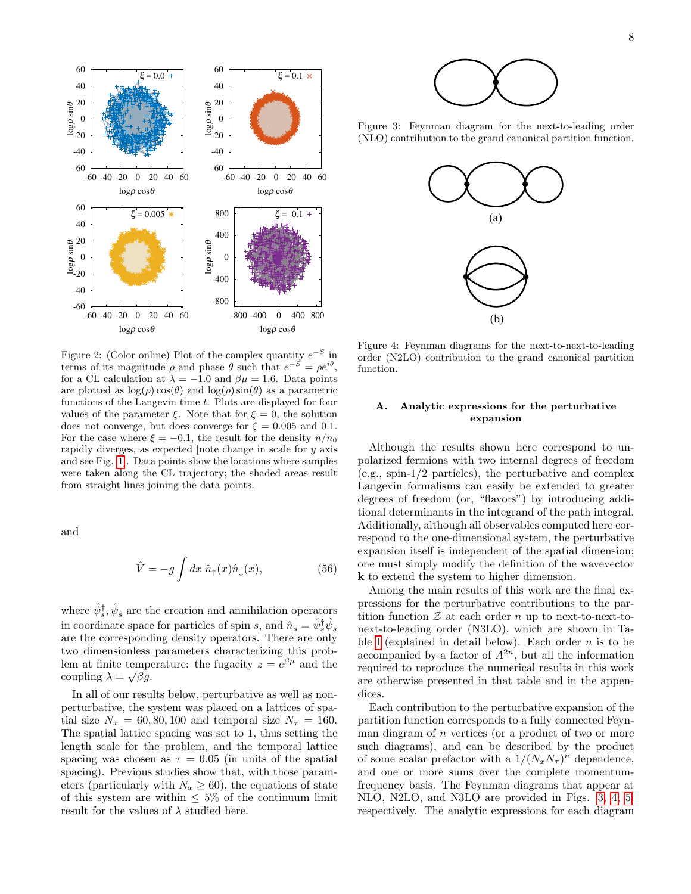Figure 2: (Color online) Plot of the complex quantity $e^{-S}$ in terms of its magnitude $\rho$ and phase $\theta$ such that $e^{-S} = \rho e^{i\theta}$, for a CL calculation at $\lambda = -1.0$ and $\beta\mu = 1.6$. Data points are plotted as $\log(\rho)\cos(\theta)$ and $\log(\rho)\sin(\theta)$ as a parametric functions of the Langevin time $t$. Plots are displayed for four values of the parameter $\xi$. Note that for $\xi = 0$, the solution does not converge, but does converge for $\xi = 0.005$ and 0.1. For the case where $\xi = -0.1$, the result for the density $n/n_0$ rapidly diverges, as expected [note change in scale for $y$ axis and see Fig. 1]. Data points show the locations where samples were taken along the CL trajectory; the shaded areas result from straight lines joining the data points.

and

$$\hat{V} = -g \int dx\ \hat{n}_{\uparrow}(x)\hat{n}_{\downarrow}(x), \tag{56}$$

where $\hat{\psi}^{\dagger}_{s}, \hat{\psi}_{s}$ are the creation and annihilation operators in coordinate space for particles of spin $s$, and $\hat{n}_s = \hat{\psi}^{\dagger}_{s}\hat{\psi}_{s}$ are the corresponding density operators. There are only two dimensionless parameters characterizing this problem at finite temperature: the fugacity $z = e^{\beta\mu}$ and the coupling $\lambda = \sqrt{\beta}g$.

In all of our results below, perturbative as well as nonperturbative, the system was placed on a lattices of spatial size $N_x = 60, 80, 100$ and temporal size $N_\tau = 160$. The spatial lattice spacing was set to 1, thus setting the length scale for the problem, and the temporal lattice spacing was chosen as $\tau = 0.05$ (in units of the spatial spacing). Previous studies show that, with those parameters (particularly with $N_x \geq 60$), the equations of state of this system are within $\leq 5\%$ of the continuum limit result for the values of $\lambda$ studied here.

Figure 3: Feynman diagram for the next-to-leading order (NLO) contribution to the grand canonical partition function.

Figure 4: Feynman diagrams for the next-to-next-to-leading order (N2LO) contribution to the grand canonical partition function.

### A. Analytic expressions for the perturbative expansion

Although the results shown here correspond to unpolarized fermions with two internal degrees of freedom (e.g., spin-1/2 particles), the perturbative and complex Langevin formalisms can easily be extended to greater degrees of freedom (or, "flavors") by introducing additional determinants in the integrand of the path integral. Additionally, although all observables computed here correspond to the one-dimensional system, the perturbative expansion itself is independent of the spatial dimension; one must simply modify the definition of the wavevector $\mathbf{k}$ to extend the system to higher dimension.

Among the main results of this work are the final expressions for the perturbative contributions to the partition function $\mathcal{Z}$ at each order $n$ up to next-to-next-to-next-to-leading order (N3LO), which are shown in Table I (explained in detail below). Each order $n$ is to be accompanied by a factor of $A^{2n}$, but all the information required to reproduce the numerical results in this work are otherwise presented in that table and in the appendices.

Each contribution to the perturbative expansion of the partition function corresponds to a fully connected Feynman diagram of $n$ vertices (or a product of two or more such diagrams), and can be described by the product of some scalar prefactor with a $1/(N_x N_\tau)^n$ dependence, and one or more sums over the complete momentum-frequency basis. The Feynman diagrams that appear at NLO, N2LO, and N3LO are provided in Figs. 3, 4, 5, respectively. The analytic expressions for each diagram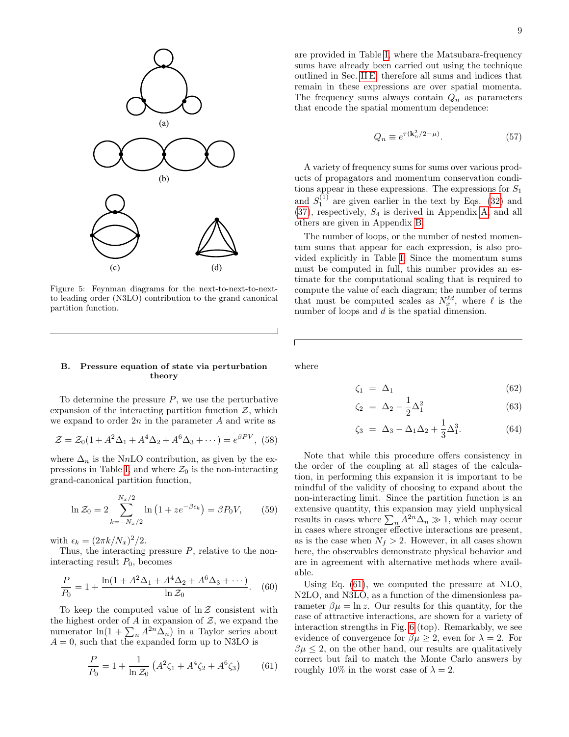(a)

(b)

(c)

(d)

Figure 5: Feynman diagrams for the next-to-next-to-next-to leading order (N3LO) contribution to the grand canonical partition function.

are provided in Table I, where the Matsubara-frequency sums have already been carried out using the technique outlined in Sec. II E; therefore all sums and indices that remain in these expressions are over spatial momenta. The frequency sums always contain $Q_n$ as parameters that encode the spatial momentum dependence:

$$Q_n \equiv e^{\tau(\mathbf{k}_n^2/2-\mu)}. \tag{57}$$

A variety of frequency sums for sums over various products of propagators and momentum conservation conditions appear in these expressions. The expressions for $S_1$ and $S_1^{(1)}$ are given earlier in the text by Eqs. (32) and (37), respectively, $S_4$ is derived in Appendix A, and all others are given in Appendix B.

The number of loops, or the number of nested momentum sums that appear for each expression, is also provided explicitly in Table I. Since the momentum sums must be computed in full, this number provides an estimate for the computational scaling that is required to compute the value of each diagram; the number of terms that must be computed scales as $N_x^{\ell d}$, where $\ell$ is the number of loops and $d$ is the spatial dimension.

### B. Pressure equation of state via perturbation theory

To determine the pressure $P$, we use the perturbative expansion of the interacting partition function $\mathcal{Z}$, which we expand to order $2n$ in the parameter $A$ and write as

$$\mathcal{Z} = \mathcal{Z}_0(1 + A^2\Delta_1 + A^4\Delta_2 + A^6\Delta_3 + \cdots) = e^{\beta PV}, \tag{58}$$

where $\Delta_n$ is the N$n$LO contribution, as given by the expressions in Table I, and where $\mathcal{Z}_0$ is the non-interacting grand-canonical partition function,

$$\ln \mathcal{Z}_0 = 2\sum_{k=-N_x/2}^{N_x/2} \ln\left(1 + ze^{-\beta\epsilon_k}\right) = \beta P_0 V, \tag{59}$$

with $\epsilon_k = (2\pi k/N_x)^2/2$.

Thus, the interacting pressure $P$, relative to the non-interacting result $P_0$, becomes

$$\frac{P}{P_0} = 1 + \frac{\ln(1 + A^2\Delta_1 + A^4\Delta_2 + A^6\Delta_3 + \cdots)}{\ln \mathcal{Z}_0}. \tag{60}$$

To keep the computed value of $\ln \mathcal{Z}$ consistent with the highest order of $A$ in expansion of $\mathcal{Z}$, we expand the numerator $\ln(1 + \sum_n A^{2n}\Delta_n)$ in a Taylor series about $A = 0$, such that the expanded form up to N3LO is

$$\frac{P}{P_0} = 1 + \frac{1}{\ln \mathcal{Z}_0}\left(A^2\zeta_1 + A^4\zeta_2 + A^6\zeta_3\right) \tag{61}$$

where

$$\zeta_1 = \Delta_1 \tag{62}$$

$$\zeta_2 = \Delta_2 - \frac{1}{2}\Delta_1^2 \tag{63}$$

$$\zeta_3 = \Delta_3 - \Delta_1\Delta_2 + \frac{1}{3}\Delta_1^3. \tag{64}$$

Note that while this procedure offers consistency in the order of the coupling at all stages of the calculation, in performing this expansion it is important to be mindful of the validity of choosing to expand about the non-interacting limit. Since the partition function is an extensive quantity, this expansion may yield unphysical results in cases where $\sum_n A^{2n}\Delta_n \gg 1$, which may occur in cases where stronger effective interactions are present, as is the case when $N_f > 2$. However, in all cases shown here, the observables demonstrate physical behavior and are in agreement with alternative methods where available.

Using Eq. (61), we computed the pressure at NLO, N2LO, and N3LO, as a function of the dimensionless parameter $\beta\mu = \ln z$. Our results for this quantity, for the case of attractive interactions, are shown for a variety of interaction strengths in Fig. 6 (top). Remarkably, we see evidence of convergence for $\beta\mu \geq 2$, even for $\lambda = 2$. For $\beta\mu \leq 2$, on the other hand, our results are qualitatively correct but fail to match the Monte Carlo answers by roughly 10% in the worst case of $\lambda = 2$.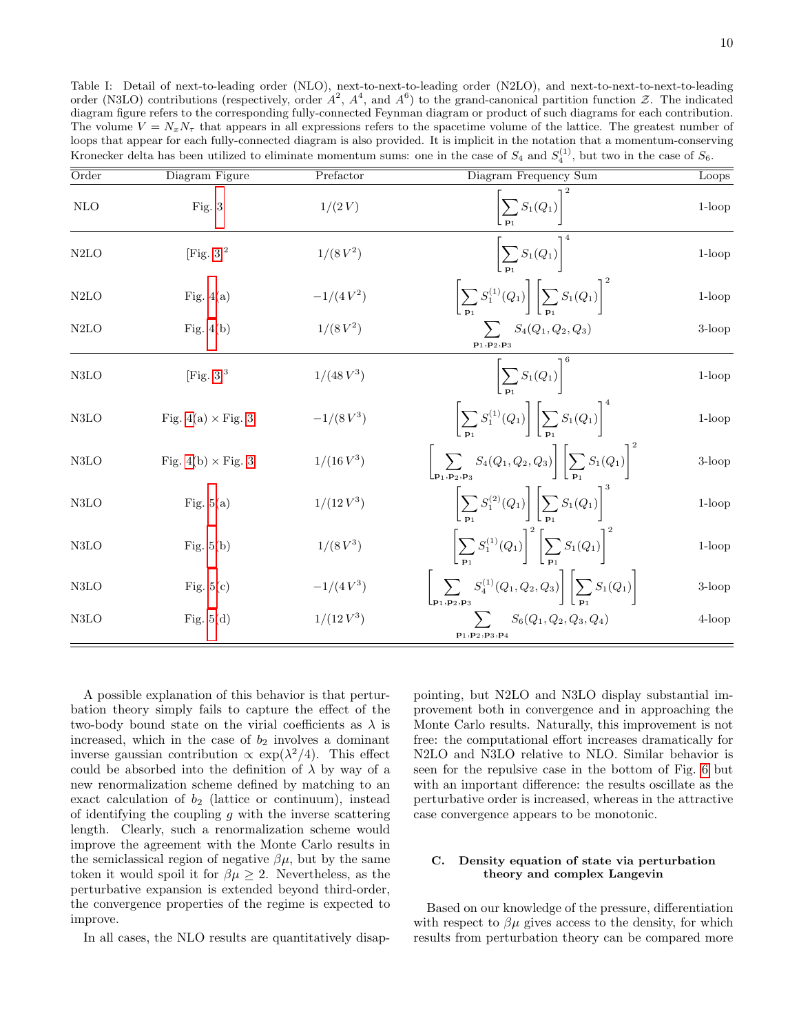Table I: Detail of next-to-leading order (NLO), next-to-next-to-leading order (N2LO), and next-to-next-to-next-to-leading order (N3LO) contributions (respectively, order $A^2$, $A^4$, and $A^6$) to the grand-canonical partition function $\mathcal{Z}$. The indicated diagram figure refers to the corresponding fully-connected Feynman diagram or product of such diagrams for each contribution. The volume $V = N_x N_\tau$ that appears in all expressions refers to the spacetime volume of the lattice. The greatest number of loops that appear for each fully-connected diagram is also provided. It is implicit in the notation that a momentum-conserving Kronecker delta has been utilized to eliminate momentum sums: one in the case of $S_4$ and $S_4^{(1)}$, but two in the case of $S_6$.

| Order | Diagram Figure | Prefactor | Diagram Frequency Sum | Loops |
|---|---|---|---|---|
| NLO | Fig. 3 | $1/(2\,V)$ | $\left[\sum_{\mathbf{p}_1} S_1(Q_1)\right]^2$ | 1-loop |
| N2LO | [Fig. 3]$^2$ | $1/(8\,V^2)$ | $\left[\sum_{\mathbf{p}_1} S_1(Q_1)\right]^4$ | 1-loop |
| N2LO | Fig. 4(a) | $-1/(4\,V^2)$ | $\left[\sum_{\mathbf{p}_1} S_1^{(1)}(Q_1)\right]\left[\sum_{\mathbf{p}_1} S_1(Q_1)\right]^2$ | 1-loop |
| N2LO | Fig. 4(b) | $1/(8\,V^2)$ | $\sum_{\mathbf{p}_1,\mathbf{p}_2,\mathbf{p}_3} S_4(Q_1,Q_2,Q_3)$ | 3-loop |
| N3LO | [Fig. 3]$^3$ | $1/(48\,V^3)$ | $\left[\sum_{\mathbf{p}_1} S_1(Q_1)\right]^6$ | 1-loop |
| N3LO | Fig. 4(a) × Fig. 3 | $-1/(8\,V^3)$ | $\left[\sum_{\mathbf{p}_1} S_1^{(1)}(Q_1)\right]\left[\sum_{\mathbf{p}_1} S_1(Q_1)\right]^4$ | 1-loop |
| N3LO | Fig. 4(b) × Fig. 3 | $1/(16\,V^3)$ | $\left[\sum_{\mathbf{p}_1,\mathbf{p}_2,\mathbf{p}_3} S_4(Q_1,Q_2,Q_3)\right]\left[\sum_{\mathbf{p}_1} S_1(Q_1)\right]^2$ | 3-loop |
| N3LO | Fig. 5(a) | $1/(12\,V^3)$ | $\left[\sum_{\mathbf{p}_1} S_1^{(2)}(Q_1)\right]\left[\sum_{\mathbf{p}_1} S_1(Q_1)\right]^3$ | 1-loop |
| N3LO | Fig. 5(b) | $1/(8\,V^3)$ | $\left[\sum_{\mathbf{p}_1} S_1^{(1)}(Q_1)\right]^2\left[\sum_{\mathbf{p}_1} S_1(Q_1)\right]^2$ | 1-loop |
| N3LO | Fig. 5(c) | $-1/(4\,V^3)$ | $\left[\sum_{\mathbf{p}_1,\mathbf{p}_2,\mathbf{p}_3} S_4^{(1)}(Q_1,Q_2,Q_3)\right]\left[\sum_{\mathbf{p}_1} S_1(Q_1)\right]$ | 3-loop |
| N3LO | Fig. 5(d) | $1/(12\,V^3)$ | $\sum_{\mathbf{p}_1,\mathbf{p}_2,\mathbf{p}_3,\mathbf{p}_4} S_6(Q_1,Q_2,Q_3,Q_4)$ | 4-loop |

A possible explanation of this behavior is that perturbation theory simply fails to capture the effect of the two-body bound state on the virial coefficients as $\lambda$ is increased, which in the case of $b_2$ involves a dominant inverse gaussian contribution $\propto \exp(\lambda^2/4)$. This effect could be absorbed into the definition of $\lambda$ by way of a new renormalization scheme defined by matching to an exact calculation of $b_2$ (lattice or continuum), instead of identifying the coupling $g$ with the inverse scattering length. Clearly, such a renormalization scheme would improve the agreement with the Monte Carlo results in the semiclassical region of negative $\beta\mu$, but by the same token it would spoil it for $\beta\mu \geq 2$. Nevertheless, as the perturbative expansion is extended beyond third-order, the convergence properties of the regime is expected to improve.

In all cases, the NLO results are quantitatively disappointing, but N2LO and N3LO display substantial improvement both in convergence and in approaching the Monte Carlo results. Naturally, this improvement is not free: the computational effort increases dramatically for N2LO and N3LO relative to NLO. Similar behavior is seen for the repulsive case in the bottom of Fig. 6 but with an important difference: the results oscillate as the perturbative order is increased, whereas in the attractive case convergence appears to be monotonic.

### C. Density equation of state via perturbation theory and complex Langevin

Based on our knowledge of the pressure, differentiation with respect to $\beta\mu$ gives access to the density, for which results from perturbation theory can be compared more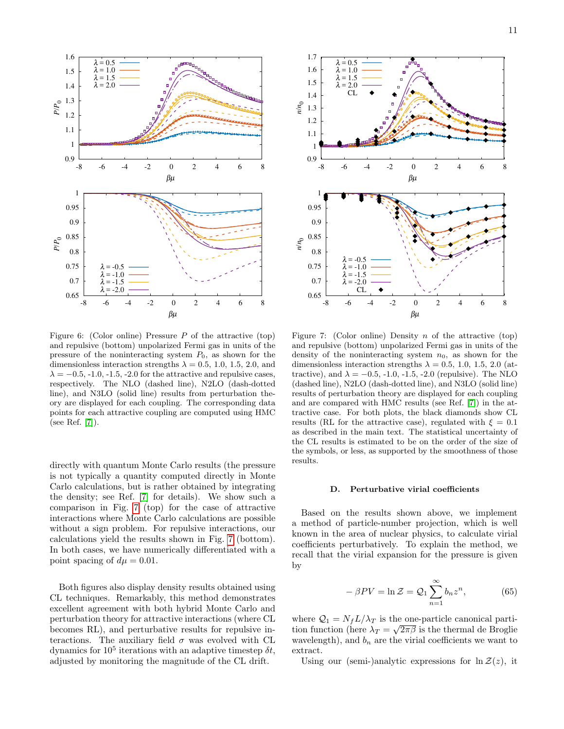Figure 6: (Color online) Pressure $P$ of the attractive (top) and repulsive (bottom) unpolarized Fermi gas in units of the pressure of the noninteracting system $P_0$, as shown for the dimensionless interaction strengths $\lambda = 0.5$, 1.0, 1.5, 2.0, and $\lambda = -0.5$, -1.0, -1.5, -2.0 for the attractive and repulsive cases, respectively. The NLO (dashed line), N2LO (dash-dotted line), and N3LO (solid line) results from perturbation theory are displayed for each coupling. The corresponding data points for each attractive coupling are computed using HMC (see Ref. [7]).

Figure 7: (Color online) Density $n$ of the attractive (top) and repulsive (bottom) unpolarized Fermi gas in units of the density of the noninteracting system $n_0$, as shown for the dimensionless interaction strengths $\lambda = 0.5$, 1.0, 1.5, 2.0 (attractive), and $\lambda = -0.5$, -1.0, -1.5, -2.0 (repulsive). The NLO (dashed line), N2LO (dash-dotted line), and N3LO (solid line) results of perturbation theory are displayed for each coupling and are compared with HMC results (see Ref. [7]) in the attractive case. For both plots, the black diamonds show CL results (RL for the attractive case), regulated with $\xi = 0.1$ as described in the main text. The statistical uncertainty of the CL results is estimated to be on the order of the size of the symbols, or less, as supported by the smoothness of those results.

directly with quantum Monte Carlo results (the pressure is not typically a quantity computed directly in Monte Carlo calculations, but is rather obtained by integrating the density; see Ref. [7] for details). We show such a comparison in Fig. 7 (top) for the case of attractive interactions where Monte Carlo calculations are possible without a sign problem. For repulsive interactions, our calculations yield the results shown in Fig. 7 (bottom). In both cases, we have numerically differentiated with a point spacing of $d\mu = 0.01$.

Both figures also display density results obtained using CL techniques. Remarkably, this method demonstrates excellent agreement with both hybrid Monte Carlo and perturbation theory for attractive interactions (where CL becomes RL), and perturbative results for repulsive interactions. The auxiliary field $\sigma$ was evolved with CL dynamics for $10^5$ iterations with an adaptive timestep $\delta t$, adjusted by monitoring the magnitude of the CL drift.

### D. Perturbative virial coefficients

Based on the results shown above, we implement a method of particle-number projection, which is well known in the area of nuclear physics, to calculate virial coefficients perturbatively. To explain the method, we recall that the virial expansion for the pressure is given by

$$-\beta PV = \ln \mathcal{Z} = \mathcal{Q}_1 \sum_{n=1}^{\infty} b_n z^n, \tag{65}$$

where $\mathcal{Q}_1 = N_f L/\lambda_T$ is the one-particle canonical partition function (here $\lambda_T = \sqrt{2\pi\beta}$ is the thermal de Broglie wavelength), and $b_n$ are the virial coefficients we want to extract.

Using our (semi-)analytic expressions for $\ln \mathcal{Z}(z)$, it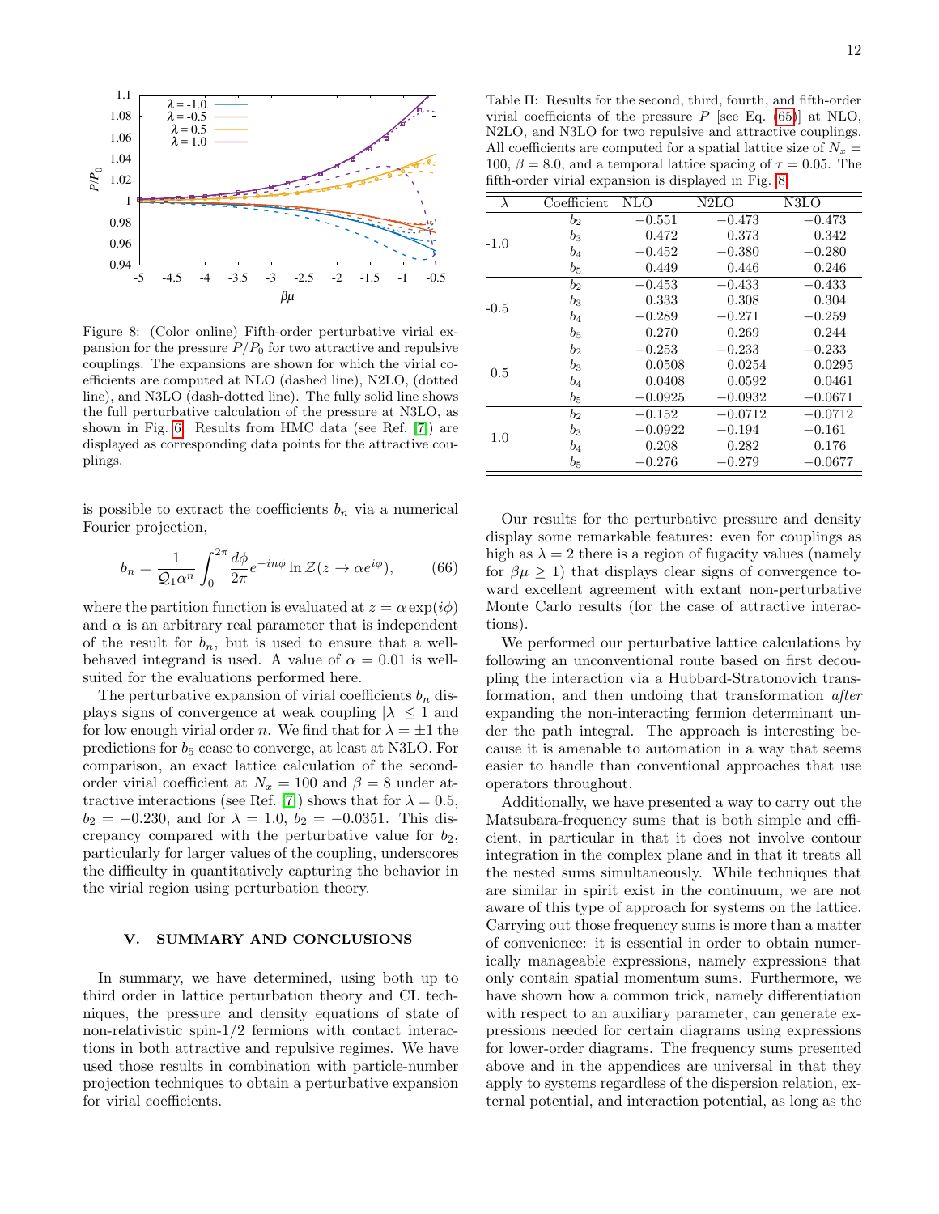Figure 8: (Color online) Fifth-order perturbative virial expansion for the pressure $P/P_0$ for two attractive and repulsive couplings. The expansions are shown for which the virial coefficients are computed at NLO (dashed line), N2LO, (dotted line), and N3LO (dash-dotted line). The fully solid line shows the full perturbative calculation of the pressure at N3LO, as shown in Fig. 6. Results from HMC data (see Ref. [7]) are displayed as corresponding data points for the attractive couplings.

is possible to extract the coefficients $b_n$ via a numerical Fourier projection,

$$b_n = \frac{1}{\mathcal{Q}_1 \alpha^n} \int_0^{2\pi} \frac{d\phi}{2\pi} e^{-in\phi} \ln \mathcal{Z}(z \to \alpha e^{i\phi}), \tag{66}$$

where the partition function is evaluated at $z = \alpha \exp(i\phi)$ and $\alpha$ is an arbitrary real parameter that is independent of the result for $b_n$, but is used to ensure that a well-behaved integrand is used. A value of $\alpha = 0.01$ is well-suited for the evaluations performed here.

The perturbative expansion of virial coefficients $b_n$ displays signs of convergence at weak coupling $|\lambda| \leq 1$ and for low enough virial order $n$. We find that for $\lambda = \pm 1$ the predictions for $b_5$ cease to converge, at least at N3LO. For comparison, an exact lattice calculation of the second-order virial coefficient at $N_x = 100$ and $\beta = 8$ under attractive interactions (see Ref. [7]) shows that for $\lambda = 0.5$, $b_2 = -0.230$, and for $\lambda = 1.0$, $b_2 = -0.0351$. This discrepancy compared with the perturbative value for $b_2$, particularly for larger values of the coupling, underscores the difficulty in quantitatively capturing the behavior in the virial region using perturbation theory.

Table II: Results for the second, third, fourth, and fifth-order virial coefficients of the pressure $P$ [see Eq. (65)] at NLO, N2LO, and N3LO for two repulsive and attractive couplings. All coefficients are computed for a spatial lattice size of $N_x = 100$, $\beta = 8.0$, and a temporal lattice spacing of $\tau = 0.05$. The fifth-order virial expansion is displayed in Fig. 8.

| $\lambda$ | Coefficient | NLO | N2LO | N3LO |
|---|---|---|---|---|
| -1.0 | $b_2$ | $-0.551$ | $-0.473$ | $-0.473$ |
| | $b_3$ | $0.472$ | $0.373$ | $0.342$ |
| | $b_4$ | $-0.452$ | $-0.380$ | $-0.280$ |
| | $b_5$ | $0.449$ | $0.446$ | $0.246$ |
| -0.5 | $b_2$ | $-0.453$ | $-0.433$ | $-0.433$ |
| | $b_3$ | $0.333$ | $0.308$ | $0.304$ |
| | $b_4$ | $-0.289$ | $-0.271$ | $-0.259$ |
| | $b_5$ | $0.270$ | $0.269$ | $0.244$ |
| 0.5 | $b_2$ | $-0.253$ | $-0.233$ | $-0.233$ |
| | $b_3$ | $0.0508$ | $0.0254$ | $0.0295$ |
| | $b_4$ | $0.0408$ | $0.0592$ | $0.0461$ |
| | $b_5$ | $-0.0925$ | $-0.0932$ | $-0.0671$ |
| 1.0 | $b_2$ | $-0.152$ | $-0.0712$ | $-0.0712$ |
| | $b_3$ | $-0.0922$ | $-0.194$ | $-0.161$ |
| | $b_4$ | $0.208$ | $0.282$ | $0.176$ |
| | $b_5$ | $-0.276$ | $-0.279$ | $-0.0677$ |

## V. SUMMARY AND CONCLUSIONS

In summary, we have determined, using both up to third order in lattice perturbation theory and CL techniques, the pressure and density equations of state of non-relativistic spin-1/2 fermions with contact interactions in both attractive and repulsive regimes. We have used those results in combination with particle-number projection techniques to obtain a perturbative expansion for virial coefficients.

Our results for the perturbative pressure and density display some remarkable features: even for couplings as high as $\lambda = 2$ there is a region of fugacity values (namely for $\beta\mu \geq 1$) that displays clear signs of convergence toward excellent agreement with extant non-perturbative Monte Carlo results (for the case of attractive interactions).

We performed our perturbative lattice calculations by following an unconventional route based on first decoupling the interaction via a Hubbard-Stratonovich transformation, and then undoing that transformation *after* expanding the non-interacting fermion determinant under the path integral. The approach is interesting because it is amenable to automation in a way that seems easier to handle than conventional approaches that use operators throughout.

Additionally, we have presented a way to carry out the Matsubara-frequency sums that is both simple and efficient, in particular in that it does not involve contour integration in the complex plane and in that it treats all the nested sums simultaneously. While techniques that are similar in spirit exist in the continuum, we are not aware of this type of approach for systems on the lattice. Carrying out those frequency sums is more than a matter of convenience: it is essential in order to obtain numerically manageable expressions, namely expressions that only contain spatial momentum sums. Furthermore, we have shown how a common trick, namely differentiation with respect to an auxiliary parameter, can generate expressions needed for certain diagrams using expressions for lower-order diagrams. The frequency sums presented above and in the appendices are universal in that they apply to systems regardless of the dispersion relation, external potential, and interaction potential, as long as the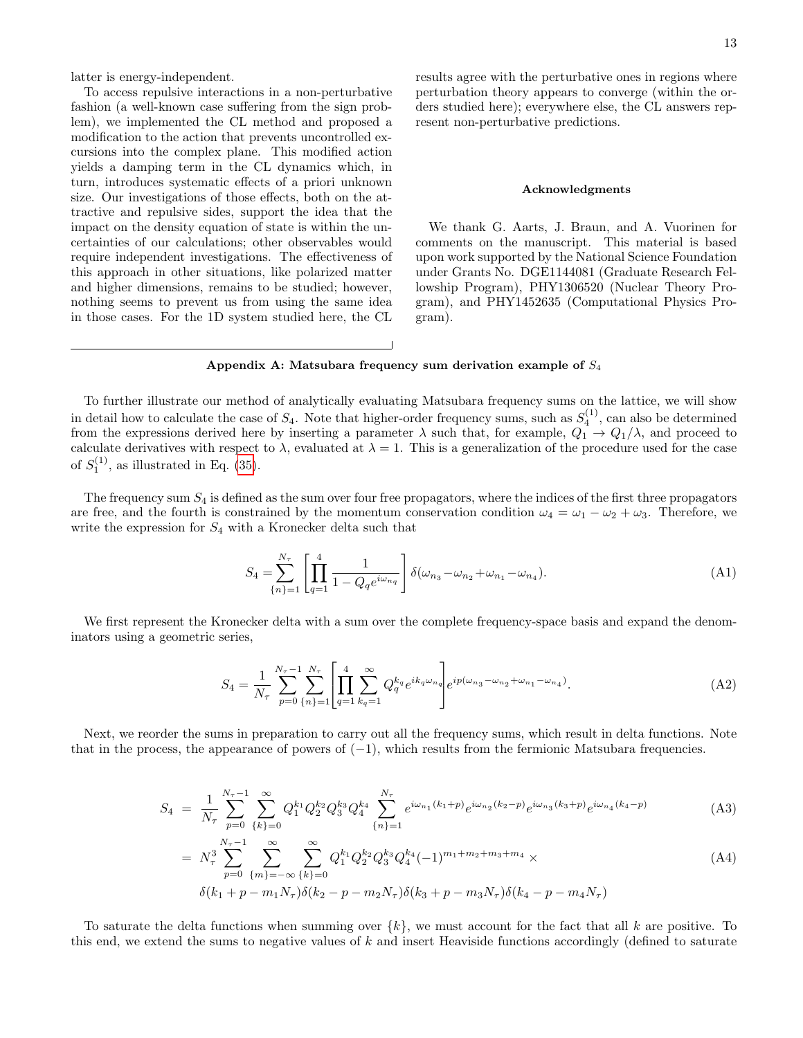latter is energy-independent.

To access repulsive interactions in a non-perturbative fashion (a well-known case suffering from the sign problem), we implemented the CL method and proposed a modification to the action that prevents uncontrolled excursions into the complex plane. This modified action yields a damping term in the CL dynamics which, in turn, introduces systematic effects of a priori unknown size. Our investigations of those effects, both on the attractive and repulsive sides, support the idea that the impact on the density equation of state is within the uncertainties of our calculations; other observables would require independent investigations. The effectiveness of this approach in other situations, like polarized matter and higher dimensions, remains to be studied; however, nothing seems to prevent us from using the same idea in those cases. For the 1D system studied here, the CL results agree with the perturbative ones in regions where perturbation theory appears to converge (within the orders studied here); everywhere else, the CL answers represent non-perturbative predictions.

### Acknowledgments

We thank G. Aarts, J. Braun, and A. Vuorinen for comments on the manuscript. This material is based upon work supported by the National Science Foundation under Grants No. DGE1144081 (Graduate Research Fellowship Program), PHY1306520 (Nuclear Theory Program), and PHY1452635 (Computational Physics Program).

### Appendix A: Matsubara frequency sum derivation example of $S_4$

To further illustrate our method of analytically evaluating Matsubara frequency sums on the lattice, we will show in detail how to calculate the case of $S_4$. Note that higher-order frequency sums, such as $S_4^{(1)}$, can also be determined from the expressions derived here by inserting a parameter $\lambda$ such that, for example, $Q_1 \to Q_1/\lambda$, and proceed to calculate derivatives with respect to $\lambda$, evaluated at $\lambda = 1$. This is a generalization of the procedure used for the case of $S_1^{(1)}$, as illustrated in Eq. (35).

The frequency sum $S_4$ is defined as the sum over four free propagators, where the indices of the first three propagators are free, and the fourth is constrained by the momentum conservation condition $\omega_4 = \omega_1 - \omega_2 + \omega_3$. Therefore, we write the expression for $S_4$ with a Kronecker delta such that

$$S_4 = \sum_{\{n\}=1}^{N_\tau} \left[ \prod_{q=1}^{4} \frac{1}{1 - Q_q e^{i\omega_{n_q}}} \right] \delta(\omega_{n_3} - \omega_{n_2} + \omega_{n_1} - \omega_{n_4}). \tag{A1}$$

We first represent the Kronecker delta with a sum over the complete frequency-space basis and expand the denominators using a geometric series,

$$S_4 = \frac{1}{N_\tau} \sum_{p=0}^{N_\tau - 1} \sum_{\{n\}=1}^{N_\tau} \left[ \prod_{q=1}^{4} \sum_{k_q=1}^{\infty} Q_q^{k_q} e^{i k_q \omega_{n_q}} \right] e^{ip(\omega_{n_3} - \omega_{n_2} + \omega_{n_1} - \omega_{n_4})}. \tag{A2}$$

Next, we reorder the sums in preparation to carry out all the frequency sums, which result in delta functions. Note that in the process, the appearance of powers of $(-1)$, which results from the fermionic Matsubara frequencies.

$$S_4 = \frac{1}{N_\tau} \sum_{p=0}^{N_\tau - 1} \sum_{\{k\}=0}^{\infty} Q_1^{k_1} Q_2^{k_2} Q_3^{k_3} Q_4^{k_4} \sum_{\{n\}=1}^{N_\tau} e^{i\omega_{n_1}(k_1+p)} e^{i\omega_{n_2}(k_2-p)} e^{i\omega_{n_3}(k_3+p)} e^{i\omega_{n_4}(k_4-p)} \tag{A3}$$

$$= N_\tau^3 \sum_{p=0}^{N_\tau - 1} \sum_{\{m\}=-\infty}^{\infty} \sum_{\{k\}=0}^{\infty} Q_1^{k_1} Q_2^{k_2} Q_3^{k_3} Q_4^{k_4} (-1)^{m_1+m_2+m_3+m_4} \times \tag{A4}$$

$$\delta(k_1 + p - m_1 N_\tau)\delta(k_2 - p - m_2 N_\tau)\delta(k_3 + p - m_3 N_\tau)\delta(k_4 - p - m_4 N_\tau)$$

To saturate the delta functions when summing over $\{k\}$, we must account for the fact that all $k$ are positive. To this end, we extend the sums to negative values of $k$ and insert Heaviside functions accordingly (defined to saturate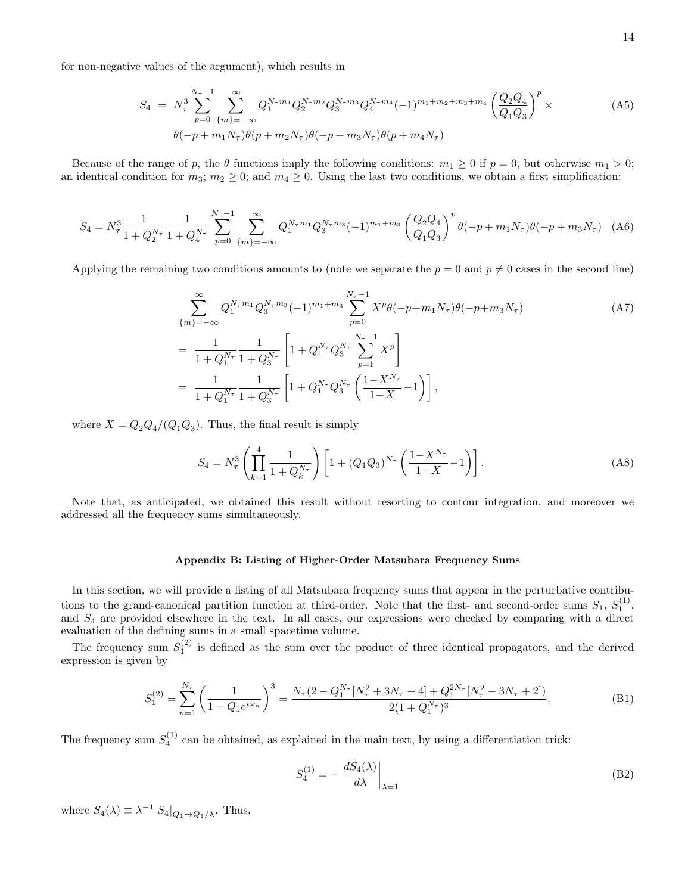for non-negative values of the argument), which results in

$$
\begin{aligned}
S_4 \;=\; & N_\tau^3 \sum_{p=0}^{N_\tau-1} \sum_{\{m\}=-\infty}^{\infty} Q_1^{N_\tau m_1} Q_2^{N_\tau m_2} Q_3^{N_\tau m_3} Q_4^{N_\tau m_4} (-1)^{m_1+m_2+m_3+m_4} \left(\frac{Q_2 Q_4}{Q_1 Q_3}\right)^p \times \\
& \theta(-p+m_1 N_\tau)\theta(p+m_2 N_\tau)\theta(-p+m_3 N_\tau)\theta(p+m_4 N_\tau)
\end{aligned}
\tag{A5}
$$

Because of the range of $p$, the $\theta$ functions imply the following conditions: $m_1 \geq 0$ if $p = 0$, but otherwise $m_1 > 0$; an identical condition for $m_3$; $m_2 \geq 0$; and $m_4 \geq 0$. Using the last two conditions, we obtain a first simplification:

$$
S_4 = N_\tau^3 \frac{1}{1+Q_2^{N_\tau}} \frac{1}{1+Q_4^{N_\tau}} \sum_{p=0}^{N_\tau-1} \sum_{\{m\}=-\infty}^{\infty} Q_1^{N_\tau m_1} Q_3^{N_\tau m_3} (-1)^{m_1+m_3} \left(\frac{Q_2 Q_4}{Q_1 Q_3}\right)^p \theta(-p+m_1 N_\tau)\theta(-p+m_3 N_\tau) \tag{A6}
$$

Applying the remaining two conditions amounts to (note we separate the $p = 0$ and $p \neq 0$ cases in the second line)

$$
\begin{aligned}
& \sum_{\{m\}=-\infty}^{\infty} Q_1^{N_\tau m_1} Q_3^{N_\tau m_3} (-1)^{m_1+m_3} \sum_{p=0}^{N_\tau-1} X^p \theta(-p+m_1 N_\tau)\theta(-p+m_3 N_\tau) \\
=\; & \frac{1}{1+Q_1^{N_\tau}} \frac{1}{1+Q_3^{N_\tau}} \left[1 + Q_1^{N_\tau} Q_3^{N_\tau} \sum_{p=1}^{N_\tau-1} X^p \right] \\
=\; & \frac{1}{1+Q_1^{N_\tau}} \frac{1}{1+Q_3^{N_\tau}} \left[1 + Q_1^{N_\tau} Q_3^{N_\tau} \left(\frac{1-X^{N_\tau}}{1-X} - 1\right)\right],
\end{aligned}
\tag{A7}
$$

where $X = Q_2 Q_4/(Q_1 Q_3)$. Thus, the final result is simply

$$
S_4 = N_\tau^3 \left(\prod_{k=1}^{4} \frac{1}{1+Q_k^{N_\tau}}\right) \left[1 + (Q_1 Q_3)^{N_\tau} \left(\frac{1-X^{N_\tau}}{1-X} - 1\right)\right]. \tag{A8}
$$

Note that, as anticipated, we obtained this result without resorting to contour integration, and moreover we addressed all the frequency sums simultaneously.

## Appendix B: Listing of Higher-Order Matsubara Frequency Sums

In this section, we will provide a listing of all Matsubara frequency sums that appear in the perturbative contributions to the grand-canonical partition function at third-order. Note that the first- and second-order sums $S_1$, $S_1^{(1)}$, and $S_4$ are provided elsewhere in the text. In all cases, our expressions were checked by comparing with a direct evaluation of the defining sums in a small spacetime volume.

The frequency sum $S_1^{(2)}$ is defined as the sum over the product of three identical propagators, and the derived expression is given by

$$
S_1^{(2)} = \sum_{n=1}^{N_\tau} \left(\frac{1}{1 - Q_1 e^{i\omega_n}}\right)^3 = \frac{N_\tau (2 - Q_1^{N_\tau}[N_\tau^2 + 3N_\tau - 4] + Q_1^{2N_\tau}[N_\tau^2 - 3N_\tau + 2])}{2(1+Q_1^{N_\tau})^3}. \tag{B1}
$$

The frequency sum $S_4^{(1)}$ can be obtained, as explained in the main text, by using a differentiation trick:

$$
S_4^{(1)} = -\left.\frac{dS_4(\lambda)}{d\lambda}\right|_{\lambda=1} \tag{B2}
$$

where $S_4(\lambda) \equiv \lambda^{-1} \left. S_4 \right|_{Q_1 \to Q_1/\lambda}$. Thus,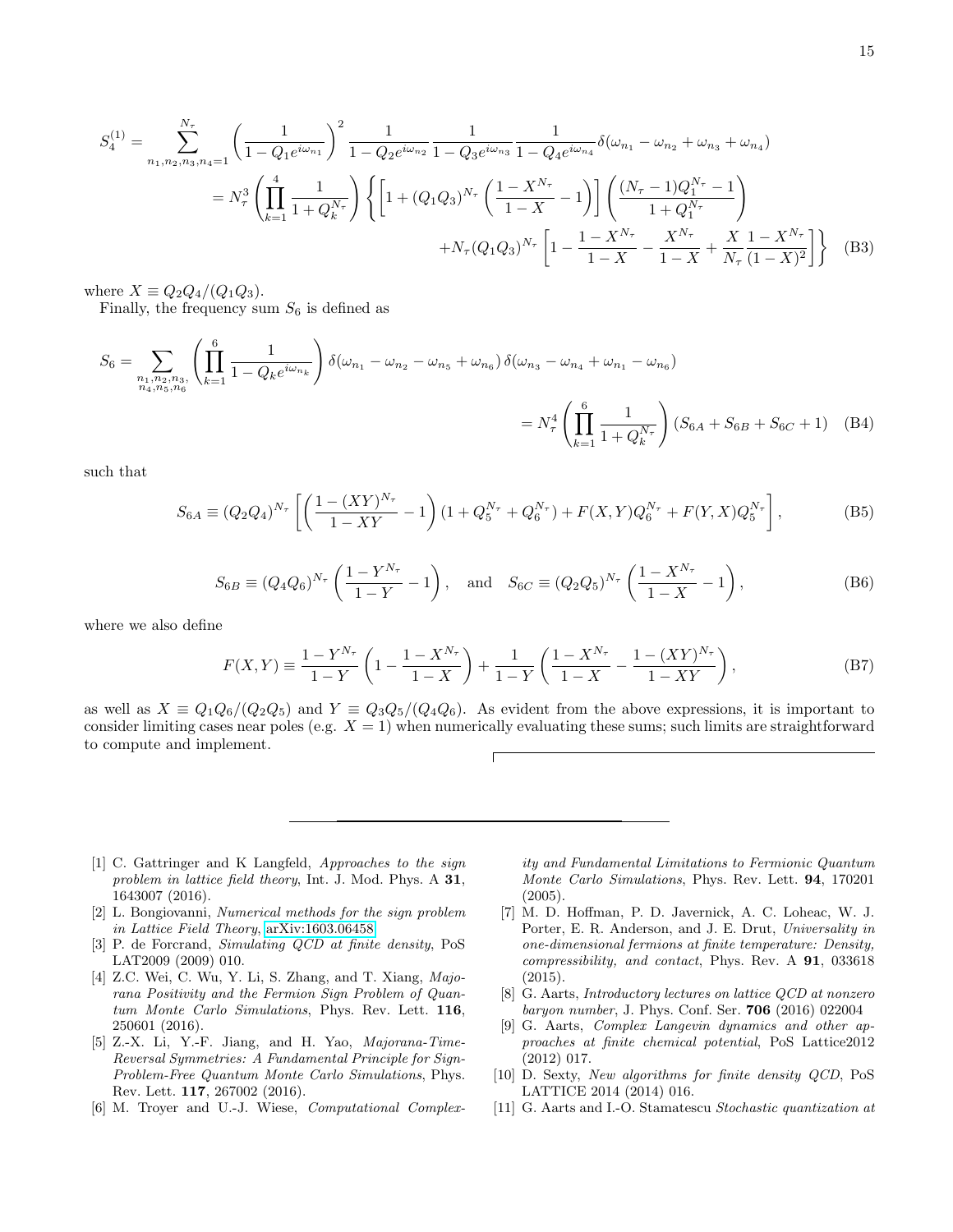$$
\begin{aligned}
S_4^{(1)} &= \sum_{n_1,n_2,n_3,n_4=1}^{N_\tau} \left( \frac{1}{1-Q_1 e^{i\omega_{n_1}}} \right)^2 \frac{1}{1-Q_2 e^{i\omega_{n_2}}} \frac{1}{1-Q_3 e^{i\omega_{n_3}}} \frac{1}{1-Q_4 e^{i\omega_{n_4}}} \delta(\omega_{n_1} - \omega_{n_2} + \omega_{n_3} + \omega_{n_4}) \\
&= N_\tau^3 \left( \prod_{k=1}^{4} \frac{1}{1+Q_k^{N_\tau}} \right) \left\{ \left[ 1 + (Q_1 Q_3)^{N_\tau} \left( \frac{1-X^{N_\tau}}{1-X} - 1 \right) \right] \left( \frac{(N_\tau - 1) Q_1^{N_\tau} - 1}{1 + Q_1^{N_\tau}} \right) \right. \\
&\qquad \left. + N_\tau (Q_1 Q_3)^{N_\tau} \left[ 1 - \frac{1-X^{N_\tau}}{1-X} - \frac{X^{N_\tau}}{1-X} + \frac{X}{N_\tau} \frac{1-X^{N_\tau}}{(1-X)^2} \right] \right\} \qquad \text{(B3)}
\end{aligned}
$$

where $X \equiv Q_2 Q_4 / (Q_1 Q_3)$.

Finally, the frequency sum $S_6$ is defined as

$$
\begin{aligned}
S_6 &= \sum_{\substack{n_1,n_2,n_3,\\ n_4,n_5,n_6}} \left( \prod_{k=1}^{6} \frac{1}{1-Q_k e^{i\omega_{n_k}}} \right) \delta(\omega_{n_1} - \omega_{n_2} - \omega_{n_5} + \omega_{n_6})\, \delta(\omega_{n_3} - \omega_{n_4} + \omega_{n_1} - \omega_{n_6}) \\
&= N_\tau^4 \left( \prod_{k=1}^{6} \frac{1}{1+Q_k^{N_\tau}} \right) (S_{6A} + S_{6B} + S_{6C} + 1) \qquad \text{(B4)}
\end{aligned}
$$

such that

$$
S_{6A} \equiv (Q_2 Q_4)^{N_\tau} \left[ \left( \frac{1-(XY)^{N_\tau}}{1-XY} - 1 \right) (1 + Q_5^{N_\tau} + Q_6^{N_\tau}) + F(X,Y) Q_6^{N_\tau} + F(Y,X) Q_5^{N_\tau} \right], \qquad \text{(B5)}
$$

$$
S_{6B} \equiv (Q_4 Q_6)^{N_\tau} \left( \frac{1-Y^{N_\tau}}{1-Y} - 1 \right), \quad \text{and} \quad S_{6C} \equiv (Q_2 Q_5)^{N_\tau} \left( \frac{1-X^{N_\tau}}{1-X} - 1 \right), \qquad \text{(B6)}
$$

where we also define

$$
F(X,Y) \equiv \frac{1-Y^{N_\tau}}{1-Y} \left( 1 - \frac{1-X^{N_\tau}}{1-X} \right) + \frac{1}{1-Y} \left( \frac{1-X^{N_\tau}}{1-X} - \frac{1-(XY)^{N_\tau}}{1-XY} \right), \qquad \text{(B7)}
$$

as well as $X \equiv Q_1 Q_6 / (Q_2 Q_5)$ and $Y \equiv Q_3 Q_5 / (Q_4 Q_6)$. As evident from the above expressions, it is important to consider limiting cases near poles (e.g. $X = 1$) when numerically evaluating these sums; such limits are straightforward to compute and implement.

---

[1] C. Gattringer and K Langfeld, *Approaches to the sign problem in lattice field theory*, Int. J. Mod. Phys. A **31**, 1643007 (2016).

[2] L. Bongiovanni, *Numerical methods for the sign problem in Lattice Field Theory*, arXiv:1603.06458.

[3] P. de Forcrand, *Simulating QCD at finite density*, PoS LAT2009 (2009) 010.

[4] Z.C. Wei, C. Wu, Y. Li, S. Zhang, and T. Xiang, *Majorana Positivity and the Fermion Sign Problem of Quantum Monte Carlo Simulations*, Phys. Rev. Lett. **116**, 250601 (2016).

[5] Z.-X. Li, Y.-F. Jiang, and H. Yao, *Majorana-Time-Reversal Symmetries: A Fundamental Principle for Sign-Problem-Free Quantum Monte Carlo Simulations*, Phys. Rev. Lett. **117**, 267002 (2016).

[6] M. Troyer and U.-J. Wiese, *Computational Complexity and Fundamental Limitations to Fermionic Quantum Monte Carlo Simulations*, Phys. Rev. Lett. **94**, 170201 (2005).

[7] M. D. Hoffman, P. D. Javernick, A. C. Loheac, W. J. Porter, E. R. Anderson, and J. E. Drut, *Universality in one-dimensional fermions at finite temperature: Density, compressibility, and contact*, Phys. Rev. A **91**, 033618 (2015).

[8] G. Aarts, *Introductory lectures on lattice QCD at nonzero baryon number*, J. Phys. Conf. Ser. **706** (2016) 022004

[9] G. Aarts, *Complex Langevin dynamics and other approaches at finite chemical potential*, PoS Lattice2012 (2012) 017.

[10] D. Sexty, *New algorithms for finite density QCD*, PoS LATTICE 2014 (2014) 016.

[11] G. Aarts and I.-O. Stamatescu *Stochastic quantization at*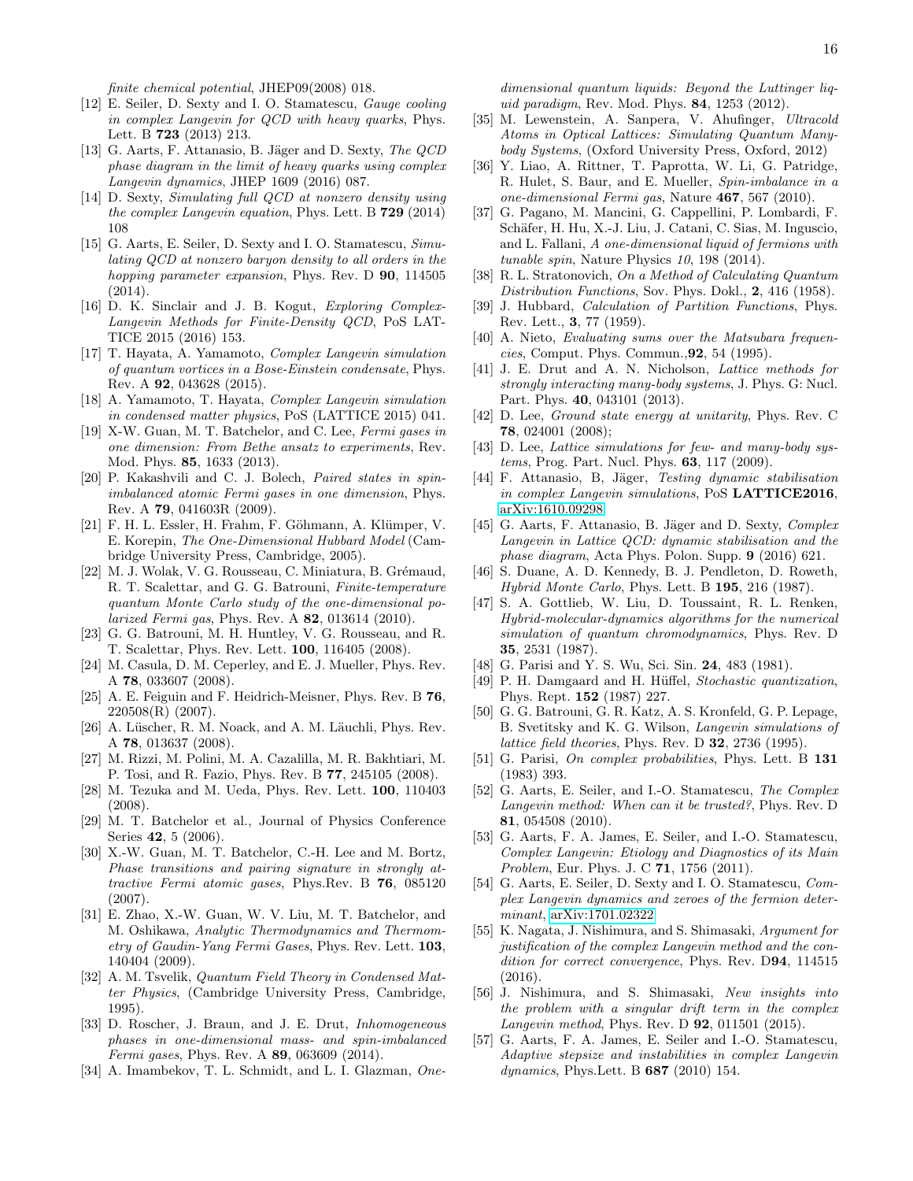*finite chemical potential*, JHEP09(2008) 018.

[12] E. Seiler, D. Sexty and I. O. Stamatescu, *Gauge cooling in complex Langevin for QCD with heavy quarks*, Phys. Lett. B **723** (2013) 213.

[13] G. Aarts, F. Attanasio, B. Jäger and D. Sexty, *The QCD phase diagram in the limit of heavy quarks using complex Langevin dynamics*, JHEP 1609 (2016) 087.

[14] D. Sexty, *Simulating full QCD at nonzero density using the complex Langevin equation*, Phys. Lett. B **729** (2014) 108

[15] G. Aarts, E. Seiler, D. Sexty and I. O. Stamatescu, *Simulating QCD at nonzero baryon density to all orders in the hopping parameter expansion*, Phys. Rev. D **90**, 114505 (2014).

[16] D. K. Sinclair and J. B. Kogut, *Exploring Complex-Langevin Methods for Finite-Density QCD*, PoS LATTICE 2015 (2016) 153.

[17] T. Hayata, A. Yamamoto, *Complex Langevin simulation of quantum vortices in a Bose-Einstein condensate*, Phys. Rev. A **92**, 043628 (2015).

[18] A. Yamamoto, T. Hayata, *Complex Langevin simulation in condensed matter physics*, PoS (LATTICE 2015) 041.

[19] X-W. Guan, M. T. Batchelor, and C. Lee, *Fermi gases in one dimension: From Bethe ansatz to experiments*, Rev. Mod. Phys. **85**, 1633 (2013).

[20] P. Kakashvili and C. J. Bolech, *Paired states in spin-imbalanced atomic Fermi gases in one dimension*, Phys. Rev. A **79**, 041603R (2009).

[21] F. H. L. Essler, H. Frahm, F. Göhmann, A. Klümper, V. E. Korepin, *The One-Dimensional Hubbard Model* (Cambridge University Press, Cambridge, 2005).

[22] M. J. Wolak, V. G. Rousseau, C. Miniatura, B. Grémaud, R. T. Scalettar, and G. G. Batrouni, *Finite-temperature quantum Monte Carlo study of the one-dimensional polarized Fermi gas*, Phys. Rev. A **82**, 013614 (2010).

[23] G. G. Batrouni, M. H. Huntley, V. G. Rousseau, and R. T. Scalettar, Phys. Rev. Lett. **100**, 116405 (2008).

[24] M. Casula, D. M. Ceperley, and E. J. Mueller, Phys. Rev. A **78**, 033607 (2008).

[25] A. E. Feiguin and F. Heidrich-Meisner, Phys. Rev. B **76**, 220508(R) (2007).

[26] A. Lüscher, R. M. Noack, and A. M. Läuchli, Phys. Rev. A **78**, 013637 (2008).

[27] M. Rizzi, M. Polini, M. A. Cazalilla, M. R. Bakhtiari, M. P. Tosi, and R. Fazio, Phys. Rev. B **77**, 245105 (2008).

[28] M. Tezuka and M. Ueda, Phys. Rev. Lett. **100**, 110403 (2008).

[29] M. T. Batchelor et al., Journal of Physics Conference Series **42**, 5 (2006).

[30] X.-W. Guan, M. T. Batchelor, C.-H. Lee and M. Bortz, *Phase transitions and pairing signature in strongly attractive Fermi atomic gases*, Phys.Rev. B **76**, 085120 (2007).

[31] E. Zhao, X.-W. Guan, W. V. Liu, M. T. Batchelor, and M. Oshikawa, *Analytic Thermodynamics and Thermometry of Gaudin-Yang Fermi Gases*, Phys. Rev. Lett. **103**, 140404 (2009).

[32] A. M. Tsvelik, *Quantum Field Theory in Condensed Matter Physics*, (Cambridge University Press, Cambridge, 1995).

[33] D. Roscher, J. Braun, and J. E. Drut, *Inhomogeneous phases in one-dimensional mass- and spin-imbalanced Fermi gases*, Phys. Rev. A **89**, 063609 (2014).

[34] A. Imambekov, T. L. Schmidt, and L. I. Glazman, *One-dimensional quantum liquids: Beyond the Luttinger liquid paradigm*, Rev. Mod. Phys. **84**, 1253 (2012).

[35] M. Lewenstein, A. Sanpera, V. Ahufinger, *Ultracold Atoms in Optical Lattices: Simulating Quantum Many-body Systems*, (Oxford University Press, Oxford, 2012)

[36] Y. Liao, A. Rittner, T. Paprotta, W. Li, G. Patridge, R. Hulet, S. Baur, and E. Mueller, *Spin-imbalance in a one-dimensional Fermi gas*, Nature **467**, 567 (2010).

[37] G. Pagano, M. Mancini, G. Cappellini, P. Lombardi, F. Schäfer, H. Hu, X.-J. Liu, J. Catani, C. Sias, M. Inguscio, and L. Fallani, *A one-dimensional liquid of fermions with tunable spin*, Nature Physics *10*, 198 (2014).

[38] R. L. Stratonovich, *On a Method of Calculating Quantum Distribution Functions*, Sov. Phys. Dokl., **2**, 416 (1958).

[39] J. Hubbard, *Calculation of Partition Functions*, Phys. Rev. Lett., **3**, 77 (1959).

[40] A. Nieto, *Evaluating sums over the Matsubara frequencies*, Comput. Phys. Commun.,**92**, 54 (1995).

[41] J. E. Drut and A. N. Nicholson, *Lattice methods for strongly interacting many-body systems*, J. Phys. G: Nucl. Part. Phys. **40**, 043101 (2013).

[42] D. Lee, *Ground state energy at unitarity*, Phys. Rev. C **78**, 024001 (2008);

[43] D. Lee, *Lattice simulations for few- and many-body systems*, Prog. Part. Nucl. Phys. **63**, 117 (2009).

[44] F. Attanasio, B, Jäger, *Testing dynamic stabilisation in complex Langevin simulations*, PoS **LATTICE2016**, arXiv:1610.09298.

[45] G. Aarts, F. Attanasio, B. Jäger and D. Sexty, *Complex Langevin in Lattice QCD: dynamic stabilisation and the phase diagram*, Acta Phys. Polon. Supp. **9** (2016) 621.

[46] S. Duane, A. D. Kennedy, B. J. Pendleton, D. Roweth, *Hybrid Monte Carlo*, Phys. Lett. B **195**, 216 (1987).

[47] S. A. Gottlieb, W. Liu, D. Toussaint, R. L. Renken, *Hybrid-molecular-dynamics algorithms for the numerical simulation of quantum chromodynamics*, Phys. Rev. D **35**, 2531 (1987).

[48] G. Parisi and Y. S. Wu, Sci. Sin. **24**, 483 (1981).

[49] P. H. Damgaard and H. Hüffel, *Stochastic quantization*, Phys. Rept. **152** (1987) 227.

[50] G. G. Batrouni, G. R. Katz, A. S. Kronfeld, G. P. Lepage, B. Svetitsky and K. G. Wilson, *Langevin simulations of lattice field theories*, Phys. Rev. D **32**, 2736 (1995).

[51] G. Parisi, *On complex probabilities*, Phys. Lett. B **131** (1983) 393.

[52] G. Aarts, E. Seiler, and I.-O. Stamatescu, *The Complex Langevin method: When can it be trusted?*, Phys. Rev. D **81**, 054508 (2010).

[53] G. Aarts, F. A. James, E. Seiler, and I.-O. Stamatescu, *Complex Langevin: Etiology and Diagnostics of its Main Problem*, Eur. Phys. J. C **71**, 1756 (2011).

[54] G. Aarts, E. Seiler, D. Sexty and I. O. Stamatescu, *Complex Langevin dynamics and zeroes of the fermion determinant*, arXiv:1701.02322

[55] K. Nagata, J. Nishimura, and S. Shimasaki, *Argument for justification of the complex Langevin method and the condition for correct convergence*, Phys. Rev. D**94**, 114515 (2016).

[56] J. Nishimura, and S. Shimasaki, *New insights into the problem with a singular drift term in the complex Langevin method*, Phys. Rev. D **92**, 011501 (2015).

[57] G. Aarts, F. A. James, E. Seiler and I.-O. Stamatescu, *Adaptive stepsize and instabilities in complex Langevin dynamics*, Phys.Lett. B **687** (2010) 154.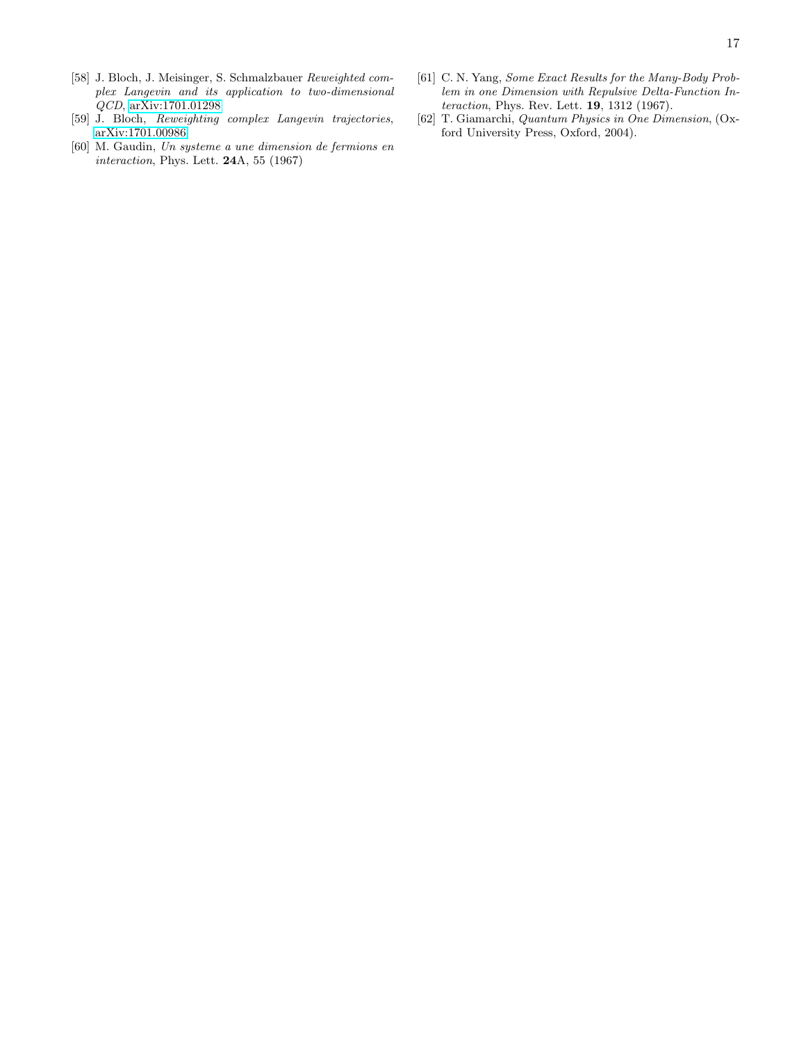[58] J. Bloch, J. Meisinger, S. Schmalzbauer *Reweighted complex Langevin and its application to two-dimensional QCD*, arXiv:1701.01298

[59] J. Bloch, *Reweighting complex Langevin trajectories*, arXiv:1701.00986

[60] M. Gaudin, *Un systeme a une dimension de fermions en interaction*, Phys. Lett. **24**A, 55 (1967)

[61] C. N. Yang, *Some Exact Results for the Many-Body Problem in one Dimension with Repulsive Delta-Function Interaction*, Phys. Rev. Lett. **19**, 1312 (1967).

[62] T. Giamarchi, *Quantum Physics in One Dimension*, (Oxford University Press, Oxford, 2004).